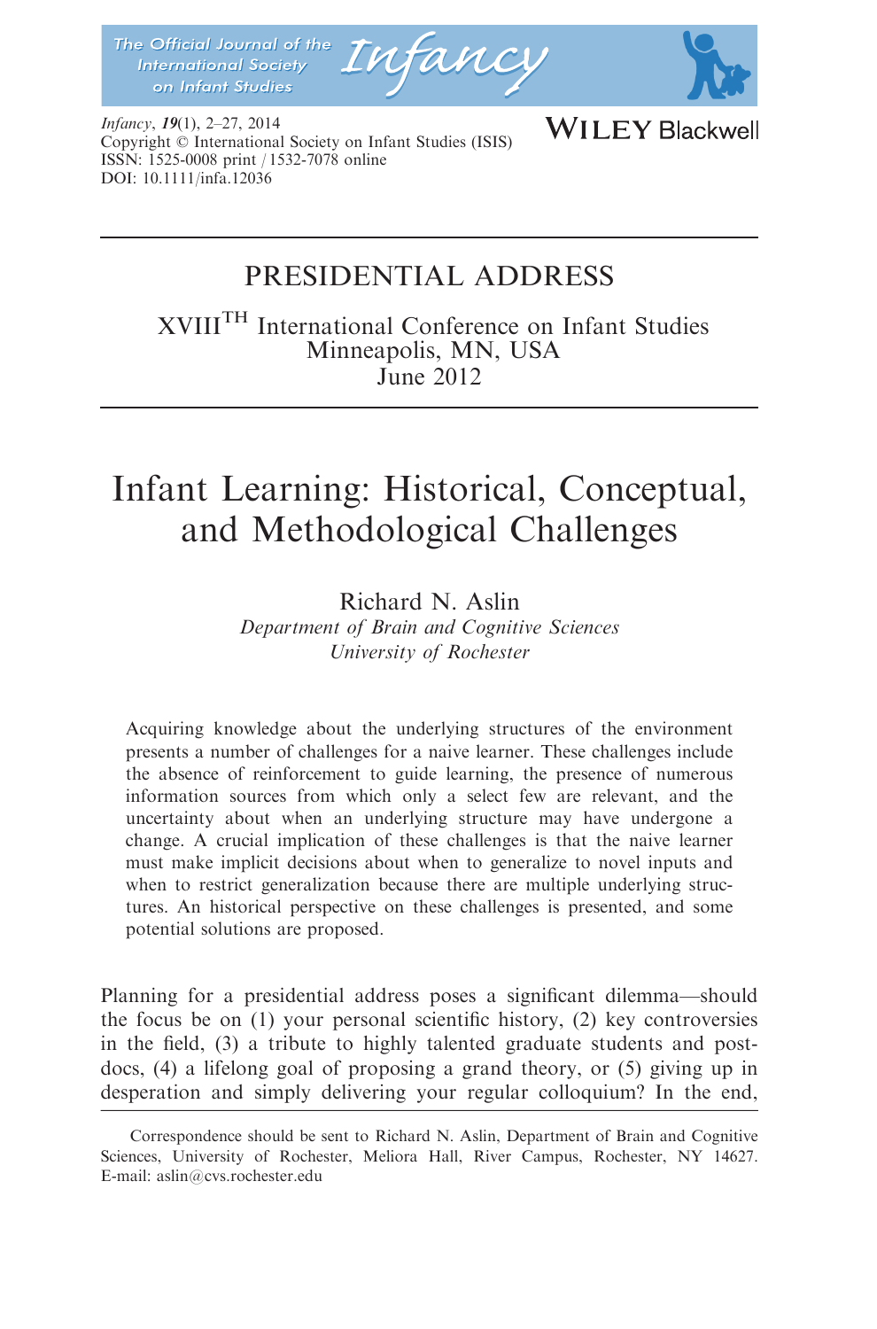PRESIDENTIAL ADDRESS

XVIII[TH] International Conference on Infant Studies
Minneapolis, MN, USA
June 2012

# Infant Learning: Historical, Conceptual, and Methodological Challenges

Richard N. Aslin
*Department of Brain and Cognitive Sciences*
*University of Rochester*

Acquiring knowledge about the underlying structures of the environment presents a number of challenges for a naive learner. These challenges include the absence of reinforcement to guide learning, the presence of numerous information sources from which only a select few are relevant, and the uncertainty about when an underlying structure may have undergone a change. A crucial implication of these challenges is that the naive learner must make implicit decisions about when to generalize to novel inputs and when to restrict generalization because there are multiple underlying structures. An historical perspective on these challenges is presented, and some potential solutions are proposed.

Planning for a presidential address poses a significant dilemma—should the focus be on (1) your personal scientific history, (2) key controversies in the field, (3) a tribute to highly talented graduate students and post-docs, (4) a lifelong goal of proposing a grand theory, or (5) giving up in desperation and simply delivering your regular colloquium? In the end,

Correspondence should be sent to Richard N. Aslin, Department of Brain and Cognitive Sciences, University of Rochester, Meliora Hall, River Campus, Rochester, NY 14627. E-mail: aslin@cvs.rochester.edu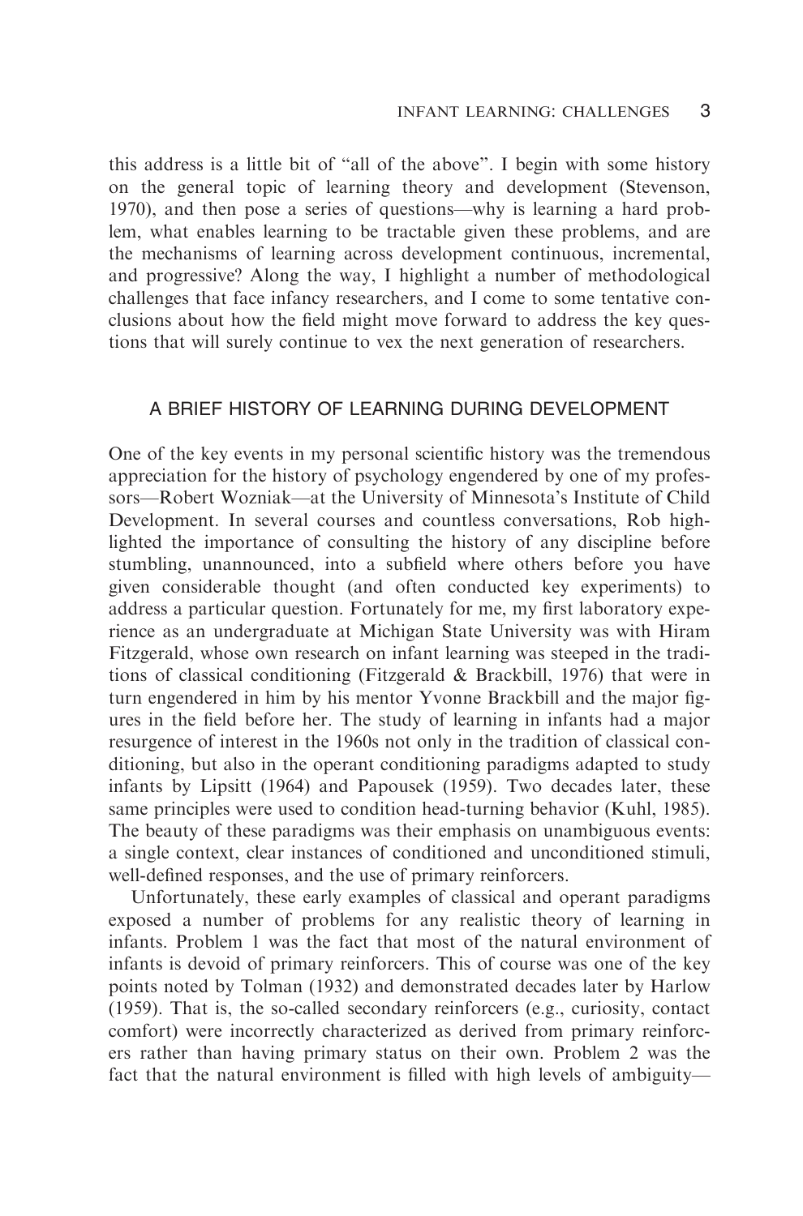this address is a little bit of "all of the above". I begin with some history on the general topic of learning theory and development (Stevenson, 1970), and then pose a series of questions—why is learning a hard problem, what enables learning to be tractable given these problems, and are the mechanisms of learning across development continuous, incremental, and progressive? Along the way, I highlight a number of methodological challenges that face infancy researchers, and I come to some tentative conclusions about how the field might move forward to address the key questions that will surely continue to vex the next generation of researchers.

## A BRIEF HISTORY OF LEARNING DURING DEVELOPMENT

One of the key events in my personal scientific history was the tremendous appreciation for the history of psychology engendered by one of my professors—Robert Wozniak—at the University of Minnesota's Institute of Child Development. In several courses and countless conversations, Rob highlighted the importance of consulting the history of any discipline before stumbling, unannounced, into a subfield where others before you have given considerable thought (and often conducted key experiments) to address a particular question. Fortunately for me, my first laboratory experience as an undergraduate at Michigan State University was with Hiram Fitzgerald, whose own research on infant learning was steeped in the traditions of classical conditioning (Fitzgerald & Brackbill, 1976) that were in turn engendered in him by his mentor Yvonne Brackbill and the major figures in the field before her. The study of learning in infants had a major resurgence of interest in the 1960s not only in the tradition of classical conditioning, but also in the operant conditioning paradigms adapted to study infants by Lipsitt (1964) and Papousek (1959). Two decades later, these same principles were used to condition head-turning behavior (Kuhl, 1985). The beauty of these paradigms was their emphasis on unambiguous events: a single context, clear instances of conditioned and unconditioned stimuli, well-defined responses, and the use of primary reinforcers.

Unfortunately, these early examples of classical and operant paradigms exposed a number of problems for any realistic theory of learning in infants. Problem 1 was the fact that most of the natural environment of infants is devoid of primary reinforcers. This of course was one of the key points noted by Tolman (1932) and demonstrated decades later by Harlow (1959). That is, the so-called secondary reinforcers (e.g., curiosity, contact comfort) were incorrectly characterized as derived from primary reinforcers rather than having primary status on their own. Problem 2 was the fact that the natural environment is filled with high levels of ambiguity—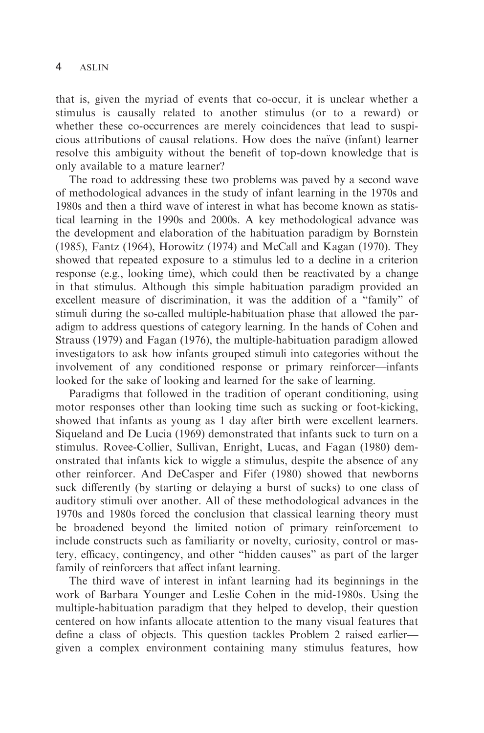that is, given the myriad of events that co-occur, it is unclear whether a stimulus is causally related to another stimulus (or to a reward) or whether these co-occurrences are merely coincidences that lead to suspicious attributions of causal relations. How does the naïve (infant) learner resolve this ambiguity without the benefit of top-down knowledge that is only available to a mature learner?

The road to addressing these two problems was paved by a second wave of methodological advances in the study of infant learning in the 1970s and 1980s and then a third wave of interest in what has become known as statistical learning in the 1990s and 2000s. A key methodological advance was the development and elaboration of the habituation paradigm by Bornstein (1985), Fantz (1964), Horowitz (1974) and McCall and Kagan (1970). They showed that repeated exposure to a stimulus led to a decline in a criterion response (e.g., looking time), which could then be reactivated by a change in that stimulus. Although this simple habituation paradigm provided an excellent measure of discrimination, it was the addition of a "family" of stimuli during the so-called multiple-habituation phase that allowed the paradigm to address questions of category learning. In the hands of Cohen and Strauss (1979) and Fagan (1976), the multiple-habituation paradigm allowed investigators to ask how infants grouped stimuli into categories without the involvement of any conditioned response or primary reinforcer—infants looked for the sake of looking and learned for the sake of learning.

Paradigms that followed in the tradition of operant conditioning, using motor responses other than looking time such as sucking or foot-kicking, showed that infants as young as 1 day after birth were excellent learners. Siqueland and De Lucia (1969) demonstrated that infants suck to turn on a stimulus. Rovee-Collier, Sullivan, Enright, Lucas, and Fagan (1980) demonstrated that infants kick to wiggle a stimulus, despite the absence of any other reinforcer. And DeCasper and Fifer (1980) showed that newborns suck differently (by starting or delaying a burst of sucks) to one class of auditory stimuli over another. All of these methodological advances in the 1970s and 1980s forced the conclusion that classical learning theory must be broadened beyond the limited notion of primary reinforcement to include constructs such as familiarity or novelty, curiosity, control or mastery, efficacy, contingency, and other "hidden causes" as part of the larger family of reinforcers that affect infant learning.

The third wave of interest in infant learning had its beginnings in the work of Barbara Younger and Leslie Cohen in the mid-1980s. Using the multiple-habituation paradigm that they helped to develop, their question centered on how infants allocate attention to the many visual features that define a class of objects. This question tackles Problem 2 raised earlier—given a complex environment containing many stimulus features, how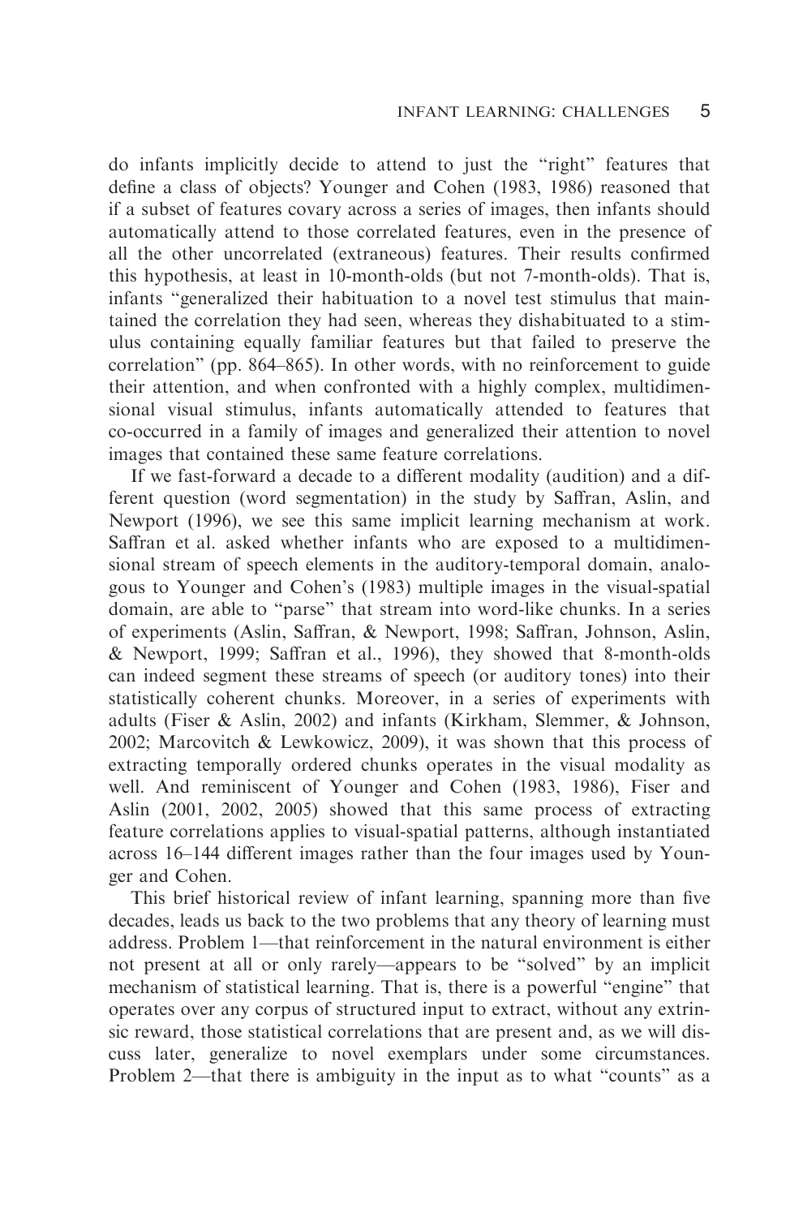do infants implicitly decide to attend to just the "right" features that define a class of objects? Younger and Cohen (1983, 1986) reasoned that if a subset of features covary across a series of images, then infants should automatically attend to those correlated features, even in the presence of all the other uncorrelated (extraneous) features. Their results confirmed this hypothesis, at least in 10-month-olds (but not 7-month-olds). That is, infants "generalized their habituation to a novel test stimulus that maintained the correlation they had seen, whereas they dishabituated to a stimulus containing equally familiar features but that failed to preserve the correlation" (pp. 864–865). In other words, with no reinforcement to guide their attention, and when confronted with a highly complex, multidimensional visual stimulus, infants automatically attended to features that co-occurred in a family of images and generalized their attention to novel images that contained these same feature correlations.

If we fast-forward a decade to a different modality (audition) and a different question (word segmentation) in the study by Saffran, Aslin, and Newport (1996), we see this same implicit learning mechanism at work. Saffran et al. asked whether infants who are exposed to a multidimensional stream of speech elements in the auditory-temporal domain, analogous to Younger and Cohen's (1983) multiple images in the visual-spatial domain, are able to "parse" that stream into word-like chunks. In a series of experiments (Aslin, Saffran, & Newport, 1998; Saffran, Johnson, Aslin, & Newport, 1999; Saffran et al., 1996), they showed that 8-month-olds can indeed segment these streams of speech (or auditory tones) into their statistically coherent chunks. Moreover, in a series of experiments with adults (Fiser & Aslin, 2002) and infants (Kirkham, Slemmer, & Johnson, 2002; Marcovitch & Lewkowicz, 2009), it was shown that this process of extracting temporally ordered chunks operates in the visual modality as well. And reminiscent of Younger and Cohen (1983, 1986), Fiser and Aslin (2001, 2002, 2005) showed that this same process of extracting feature correlations applies to visual-spatial patterns, although instantiated across 16–144 different images rather than the four images used by Younger and Cohen.

This brief historical review of infant learning, spanning more than five decades, leads us back to the two problems that any theory of learning must address. Problem 1—that reinforcement in the natural environment is either not present at all or only rarely—appears to be "solved" by an implicit mechanism of statistical learning. That is, there is a powerful "engine" that operates over any corpus of structured input to extract, without any extrinsic reward, those statistical correlations that are present and, as we will discuss later, generalize to novel exemplars under some circumstances. Problem 2—that there is ambiguity in the input as to what "counts" as a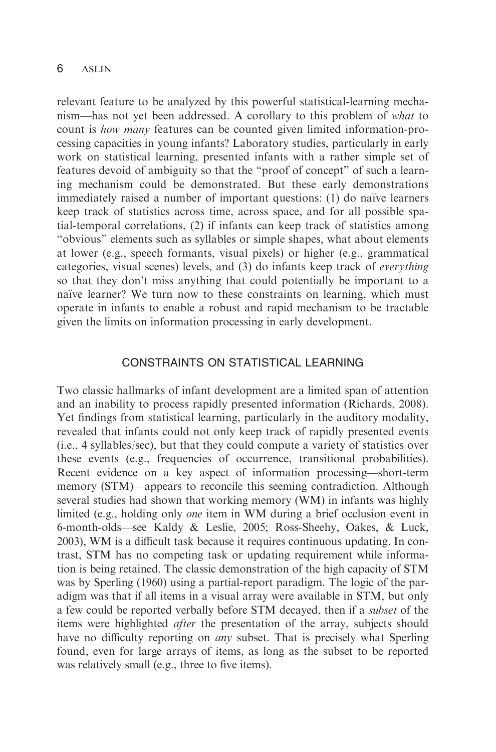relevant feature to be analyzed by this powerful statistical-learning mechanism—has not yet been addressed. A corollary to this problem of *what* to count is *how many* features can be counted given limited information-processing capacities in young infants? Laboratory studies, particularly in early work on statistical learning, presented infants with a rather simple set of features devoid of ambiguity so that the "proof of concept" of such a learning mechanism could be demonstrated. But these early demonstrations immediately raised a number of important questions: (1) do naïve learners keep track of statistics across time, across space, and for all possible spatial-temporal correlations, (2) if infants can keep track of statistics among "obvious" elements such as syllables or simple shapes, what about elements at lower (e.g., speech formants, visual pixels) or higher (e.g., grammatical categories, visual scenes) levels, and (3) do infants keep track of *everything* so that they don't miss anything that could potentially be important to a naïve learner? We turn now to these constraints on learning, which must operate in infants to enable a robust and rapid mechanism to be tractable given the limits on information processing in early development.

## CONSTRAINTS ON STATISTICAL LEARNING

Two classic hallmarks of infant development are a limited span of attention and an inability to process rapidly presented information (Richards, 2008). Yet findings from statistical learning, particularly in the auditory modality, revealed that infants could not only keep track of rapidly presented events (i.e., 4 syllables/sec), but that they could compute a variety of statistics over these events (e.g., frequencies of occurrence, transitional probabilities). Recent evidence on a key aspect of information processing—short-term memory (STM)—appears to reconcile this seeming contradiction. Although several studies had shown that working memory (WM) in infants was highly limited (e.g., holding only *one* item in WM during a brief occlusion event in 6-month-olds—see Kaldy & Leslie, 2005; Ross-Sheehy, Oakes, & Luck, 2003), WM is a difficult task because it requires continuous updating. In contrast, STM has no competing task or updating requirement while information is being retained. The classic demonstration of the high capacity of STM was by Sperling (1960) using a partial-report paradigm. The logic of the paradigm was that if all items in a visual array were available in STM, but only a few could be reported verbally before STM decayed, then if a *subset* of the items were highlighted *after* the presentation of the array, subjects should have no difficulty reporting on *any* subset. That is precisely what Sperling found, even for large arrays of items, as long as the subset to be reported was relatively small (e.g., three to five items).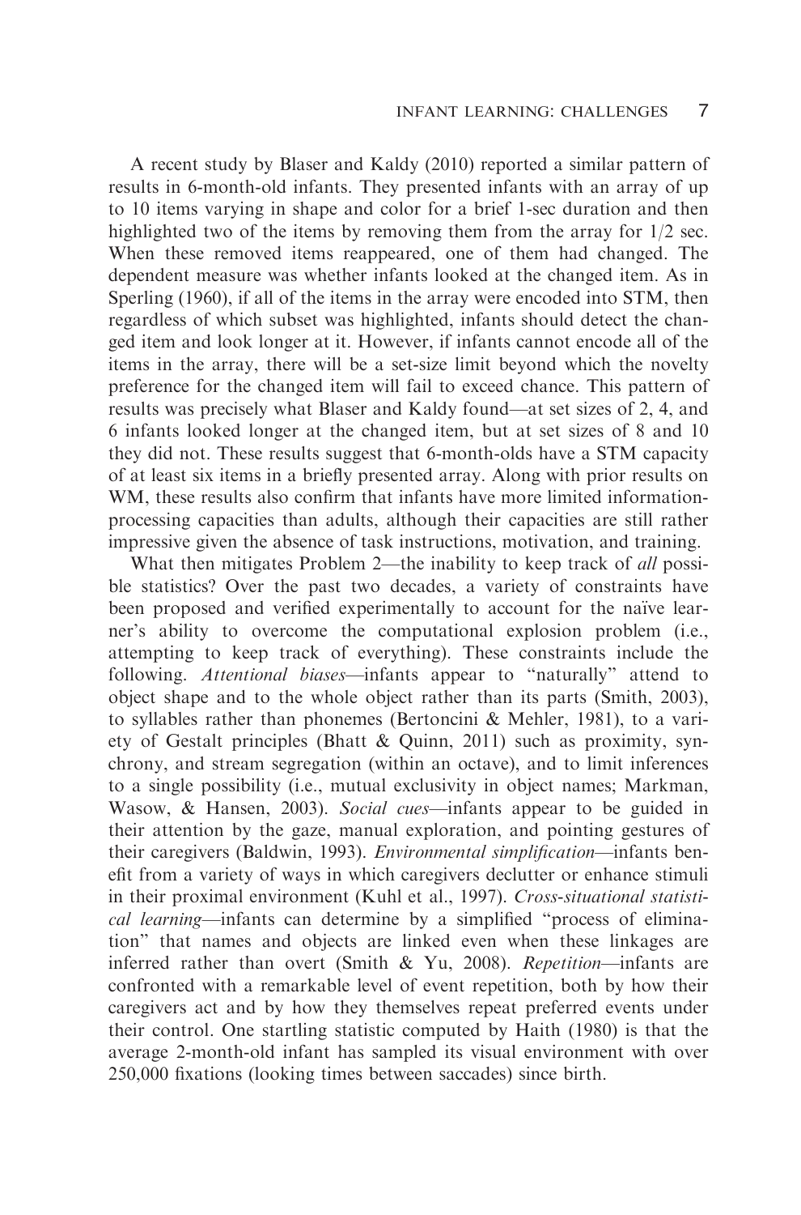A recent study by Blaser and Kaldy (2010) reported a similar pattern of results in 6-month-old infants. They presented infants with an array of up to 10 items varying in shape and color for a brief 1-sec duration and then highlighted two of the items by removing them from the array for 1/2 sec. When these removed items reappeared, one of them had changed. The dependent measure was whether infants looked at the changed item. As in Sperling (1960), if all of the items in the array were encoded into STM, then regardless of which subset was highlighted, infants should detect the changed item and look longer at it. However, if infants cannot encode all of the items in the array, there will be a set-size limit beyond which the novelty preference for the changed item will fail to exceed chance. This pattern of results was precisely what Blaser and Kaldy found—at set sizes of 2, 4, and 6 infants looked longer at the changed item, but at set sizes of 8 and 10 they did not. These results suggest that 6-month-olds have a STM capacity of at least six items in a briefly presented array. Along with prior results on WM, these results also confirm that infants have more limited information-processing capacities than adults, although their capacities are still rather impressive given the absence of task instructions, motivation, and training.

What then mitigates Problem 2—the inability to keep track of *all* possible statistics? Over the past two decades, a variety of constraints have been proposed and verified experimentally to account for the naïve learner's ability to overcome the computational explosion problem (i.e., attempting to keep track of everything). These constraints include the following. *Attentional biases*—infants appear to "naturally" attend to object shape and to the whole object rather than its parts (Smith, 2003), to syllables rather than phonemes (Bertoncini & Mehler, 1981), to a variety of Gestalt principles (Bhatt & Quinn, 2011) such as proximity, synchrony, and stream segregation (within an octave), and to limit inferences to a single possibility (i.e., mutual exclusivity in object names; Markman, Wasow, & Hansen, 2003). *Social cues*—infants appear to be guided in their attention by the gaze, manual exploration, and pointing gestures of their caregivers (Baldwin, 1993). *Environmental simplification*—infants benefit from a variety of ways in which caregivers declutter or enhance stimuli in their proximal environment (Kuhl et al., 1997). *Cross-situational statistical learning*—infants can determine by a simplified "process of elimination" that names and objects are linked even when these linkages are inferred rather than overt (Smith & Yu, 2008). *Repetition*—infants are confronted with a remarkable level of event repetition, both by how their caregivers act and by how they themselves repeat preferred events under their control. One startling statistic computed by Haith (1980) is that the average 2-month-old infant has sampled its visual environment with over 250,000 fixations (looking times between saccades) since birth.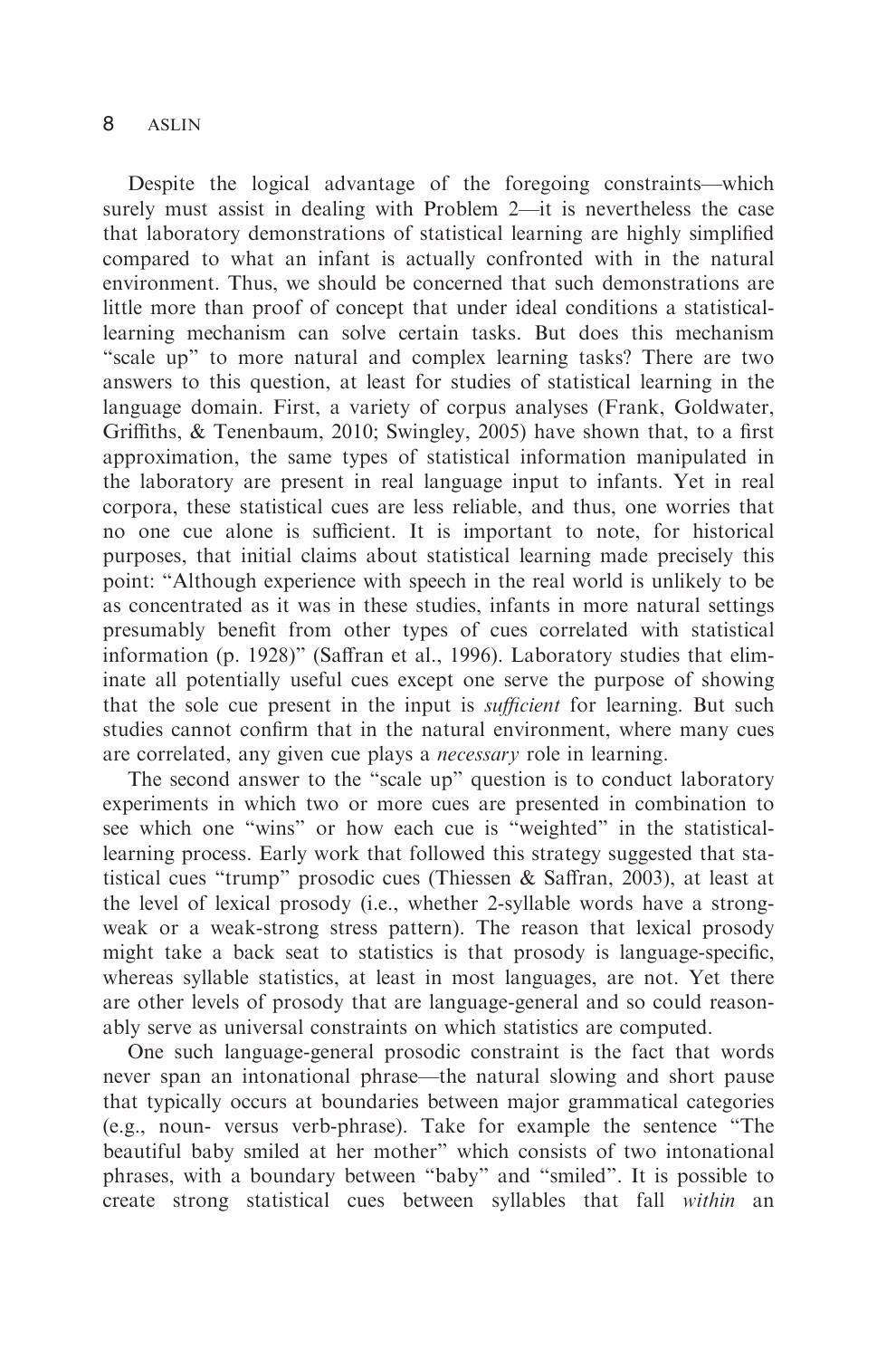Despite the logical advantage of the foregoing constraints—which surely must assist in dealing with Problem 2—it is nevertheless the case that laboratory demonstrations of statistical learning are highly simplified compared to what an infant is actually confronted with in the natural environment. Thus, we should be concerned that such demonstrations are little more than proof of concept that under ideal conditions a statistical-learning mechanism can solve certain tasks. But does this mechanism "scale up" to more natural and complex learning tasks? There are two answers to this question, at least for studies of statistical learning in the language domain. First, a variety of corpus analyses (Frank, Goldwater, Griffiths, & Tenenbaum, 2010; Swingley, 2005) have shown that, to a first approximation, the same types of statistical information manipulated in the laboratory are present in real language input to infants. Yet in real corpora, these statistical cues are less reliable, and thus, one worries that no one cue alone is sufficient. It is important to note, for historical purposes, that initial claims about statistical learning made precisely this point: "Although experience with speech in the real world is unlikely to be as concentrated as it was in these studies, infants in more natural settings presumably benefit from other types of cues correlated with statistical information (p. 1928)" (Saffran et al., 1996). Laboratory studies that eliminate all potentially useful cues except one serve the purpose of showing that the sole cue present in the input is *sufficient* for learning. But such studies cannot confirm that in the natural environment, where many cues are correlated, any given cue plays a *necessary* role in learning.

The second answer to the "scale up" question is to conduct laboratory experiments in which two or more cues are presented in combination to see which one "wins" or how each cue is "weighted" in the statistical-learning process. Early work that followed this strategy suggested that statistical cues "trump" prosodic cues (Thiessen & Saffran, 2003), at least at the level of lexical prosody (i.e., whether 2-syllable words have a strong-weak or a weak-strong stress pattern). The reason that lexical prosody might take a back seat to statistics is that prosody is language-specific, whereas syllable statistics, at least in most languages, are not. Yet there are other levels of prosody that are language-general and so could reasonably serve as universal constraints on which statistics are computed.

One such language-general prosodic constraint is the fact that words never span an intonational phrase—the natural slowing and short pause that typically occurs at boundaries between major grammatical categories (e.g., noun- versus verb-phrase). Take for example the sentence "The beautiful baby smiled at her mother" which consists of two intonational phrases, with a boundary between "baby" and "smiled". It is possible to create strong statistical cues between syllables that fall *within* an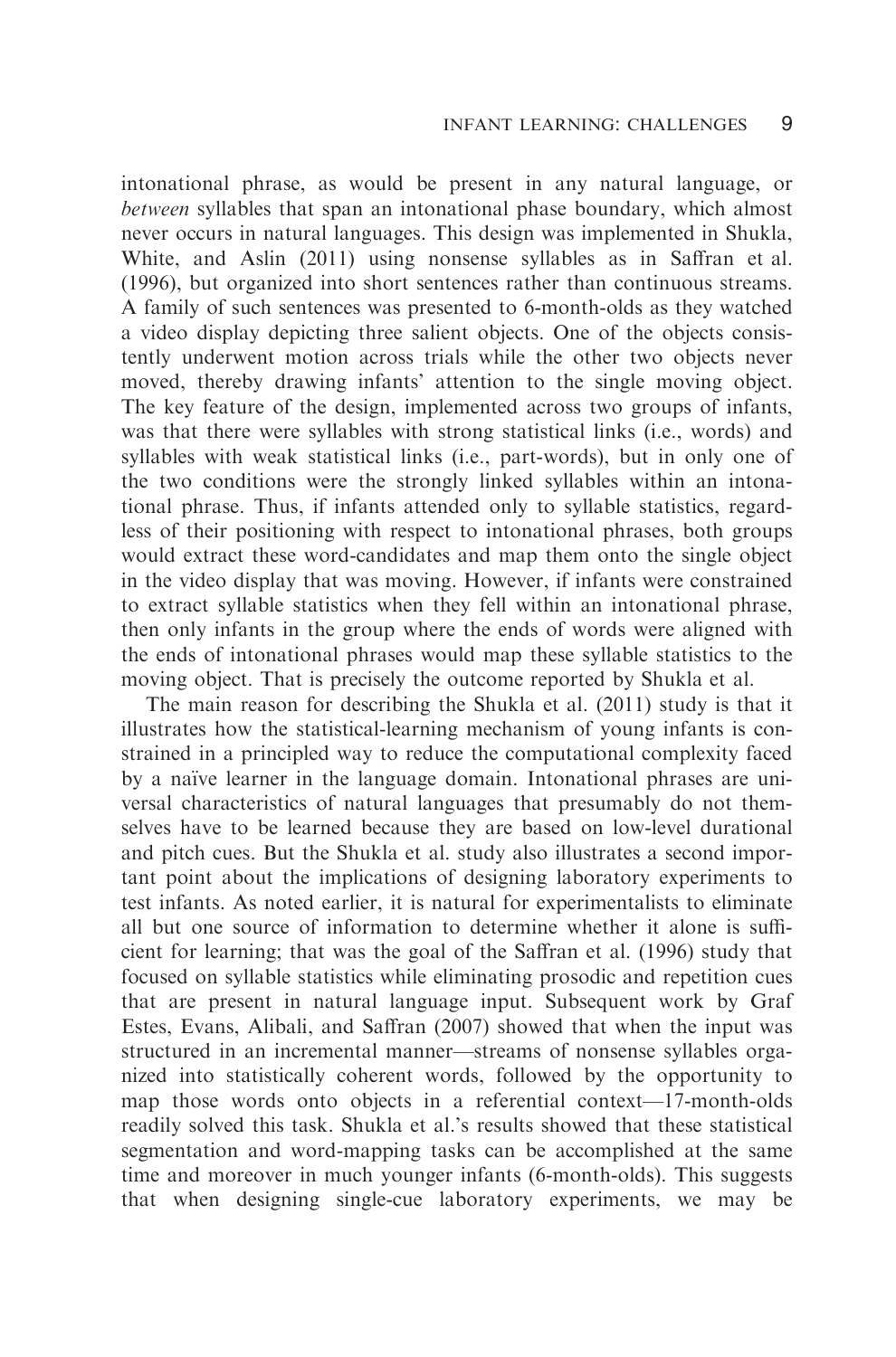intonational phrase, as would be present in any natural language, or *between* syllables that span an intonational phase boundary, which almost never occurs in natural languages. This design was implemented in Shukla, White, and Aslin (2011) using nonsense syllables as in Saffran et al. (1996), but organized into short sentences rather than continuous streams. A family of such sentences was presented to 6-month-olds as they watched a video display depicting three salient objects. One of the objects consistently underwent motion across trials while the other two objects never moved, thereby drawing infants' attention to the single moving object. The key feature of the design, implemented across two groups of infants, was that there were syllables with strong statistical links (i.e., words) and syllables with weak statistical links (i.e., part-words), but in only one of the two conditions were the strongly linked syllables within an intonational phrase. Thus, if infants attended only to syllable statistics, regardless of their positioning with respect to intonational phrases, both groups would extract these word-candidates and map them onto the single object in the video display that was moving. However, if infants were constrained to extract syllable statistics when they fell within an intonational phrase, then only infants in the group where the ends of words were aligned with the ends of intonational phrases would map these syllable statistics to the moving object. That is precisely the outcome reported by Shukla et al.

The main reason for describing the Shukla et al. (2011) study is that it illustrates how the statistical-learning mechanism of young infants is constrained in a principled way to reduce the computational complexity faced by a naïve learner in the language domain. Intonational phrases are universal characteristics of natural languages that presumably do not themselves have to be learned because they are based on low-level durational and pitch cues. But the Shukla et al. study also illustrates a second important point about the implications of designing laboratory experiments to test infants. As noted earlier, it is natural for experimentalists to eliminate all but one source of information to determine whether it alone is sufficient for learning; that was the goal of the Saffran et al. (1996) study that focused on syllable statistics while eliminating prosodic and repetition cues that are present in natural language input. Subsequent work by Graf Estes, Evans, Alibali, and Saffran (2007) showed that when the input was structured in an incremental manner—streams of nonsense syllables organized into statistically coherent words, followed by the opportunity to map those words onto objects in a referential context—17-month-olds readily solved this task. Shukla et al.'s results showed that these statistical segmentation and word-mapping tasks can be accomplished at the same time and moreover in much younger infants (6-month-olds). This suggests that when designing single-cue laboratory experiments, we may be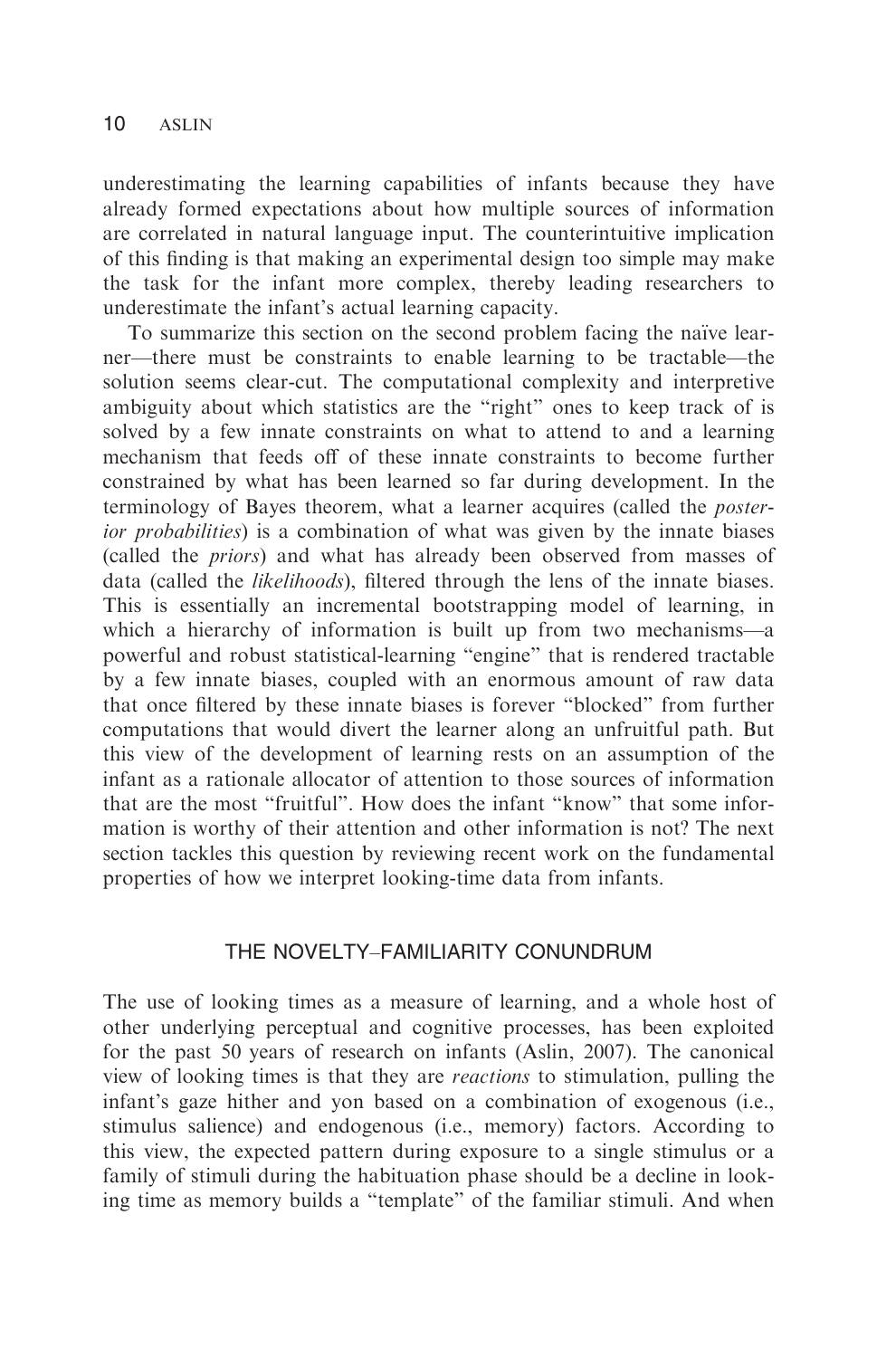underestimating the learning capabilities of infants because they have already formed expectations about how multiple sources of information are correlated in natural language input. The counterintuitive implication of this finding is that making an experimental design too simple may make the task for the infant more complex, thereby leading researchers to underestimate the infant's actual learning capacity.

To summarize this section on the second problem facing the naïve learner—there must be constraints to enable learning to be tractable—the solution seems clear-cut. The computational complexity and interpretive ambiguity about which statistics are the "right" ones to keep track of is solved by a few innate constraints on what to attend to and a learning mechanism that feeds off of these innate constraints to become further constrained by what has been learned so far during development. In the terminology of Bayes theorem, what a learner acquires (called the *posterior probabilities*) is a combination of what was given by the innate biases (called the *priors*) and what has already been observed from masses of data (called the *likelihoods*), filtered through the lens of the innate biases. This is essentially an incremental bootstrapping model of learning, in which a hierarchy of information is built up from two mechanisms—a powerful and robust statistical-learning "engine" that is rendered tractable by a few innate biases, coupled with an enormous amount of raw data that once filtered by these innate biases is forever "blocked" from further computations that would divert the learner along an unfruitful path. But this view of the development of learning rests on an assumption of the infant as a rationale allocator of attention to those sources of information that are the most "fruitful". How does the infant "know" that some information is worthy of their attention and other information is not? The next section tackles this question by reviewing recent work on the fundamental properties of how we interpret looking-time data from infants.

## THE NOVELTY–FAMILIARITY CONUNDRUM

The use of looking times as a measure of learning, and a whole host of other underlying perceptual and cognitive processes, has been exploited for the past 50 years of research on infants (Aslin, 2007). The canonical view of looking times is that they are *reactions* to stimulation, pulling the infant's gaze hither and yon based on a combination of exogenous (i.e., stimulus salience) and endogenous (i.e., memory) factors. According to this view, the expected pattern during exposure to a single stimulus or a family of stimuli during the habituation phase should be a decline in looking time as memory builds a "template" of the familiar stimuli. And when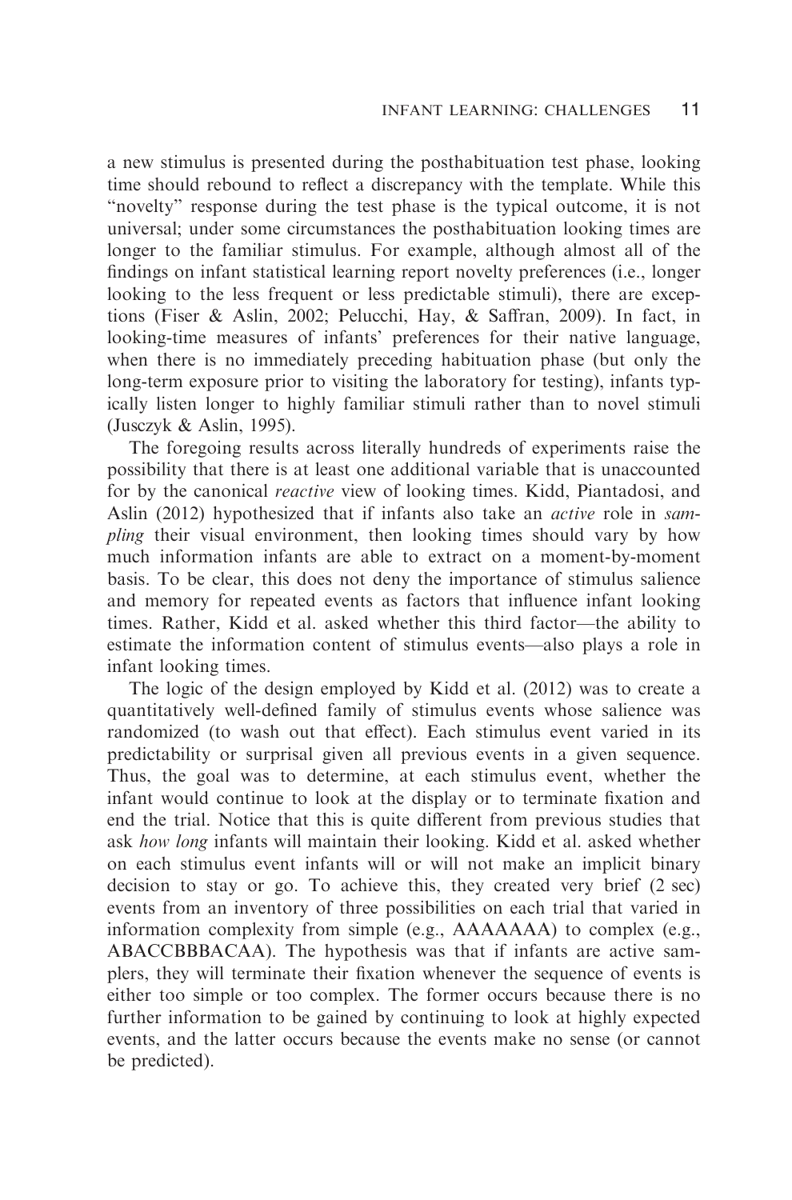a new stimulus is presented during the posthabituation test phase, looking time should rebound to reflect a discrepancy with the template. While this "novelty" response during the test phase is the typical outcome, it is not universal; under some circumstances the posthabituation looking times are longer to the familiar stimulus. For example, although almost all of the findings on infant statistical learning report novelty preferences (i.e., longer looking to the less frequent or less predictable stimuli), there are exceptions (Fiser & Aslin, 2002; Pelucchi, Hay, & Saffran, 2009). In fact, in looking-time measures of infants' preferences for their native language, when there is no immediately preceding habituation phase (but only the long-term exposure prior to visiting the laboratory for testing), infants typically listen longer to highly familiar stimuli rather than to novel stimuli (Jusczyk & Aslin, 1995).

The foregoing results across literally hundreds of experiments raise the possibility that there is at least one additional variable that is unaccounted for by the canonical *reactive* view of looking times. Kidd, Piantadosi, and Aslin (2012) hypothesized that if infants also take an *active* role in *sampling* their visual environment, then looking times should vary by how much information infants are able to extract on a moment-by-moment basis. To be clear, this does not deny the importance of stimulus salience and memory for repeated events as factors that influence infant looking times. Rather, Kidd et al. asked whether this third factor—the ability to estimate the information content of stimulus events—also plays a role in infant looking times.

The logic of the design employed by Kidd et al. (2012) was to create a quantitatively well-defined family of stimulus events whose salience was randomized (to wash out that effect). Each stimulus event varied in its predictability or surprisal given all previous events in a given sequence. Thus, the goal was to determine, at each stimulus event, whether the infant would continue to look at the display or to terminate fixation and end the trial. Notice that this is quite different from previous studies that ask *how long* infants will maintain their looking. Kidd et al. asked whether on each stimulus event infants will or will not make an implicit binary decision to stay or go. To achieve this, they created very brief (2 sec) events from an inventory of three possibilities on each trial that varied in information complexity from simple (e.g., AAAAAAA) to complex (e.g., ABACCBBBACAA). The hypothesis was that if infants are active samplers, they will terminate their fixation whenever the sequence of events is either too simple or too complex. The former occurs because there is no further information to be gained by continuing to look at highly expected events, and the latter occurs because the events make no sense (or cannot be predicted).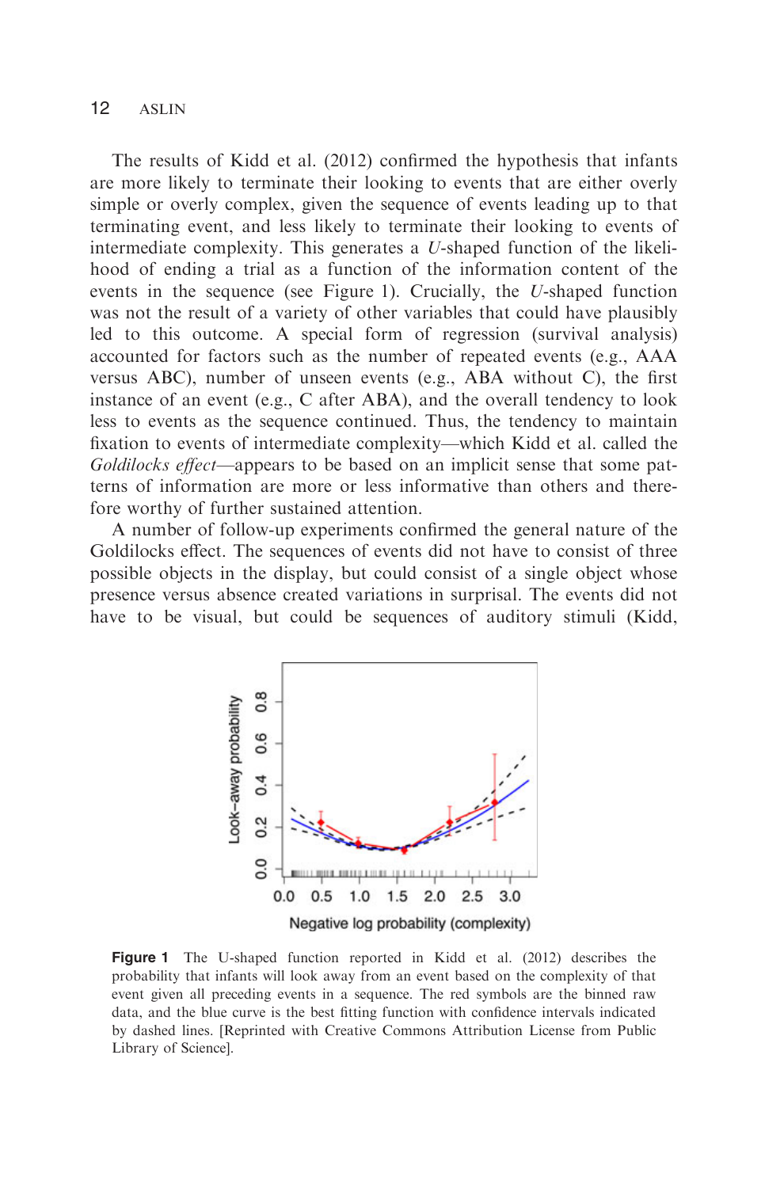The results of Kidd et al. (2012) confirmed the hypothesis that infants are more likely to terminate their looking to events that are either overly simple or overly complex, given the sequence of events leading up to that terminating event, and less likely to terminate their looking to events of intermediate complexity. This generates a *U*-shaped function of the likelihood of ending a trial as a function of the information content of the events in the sequence (see Figure 1). Crucially, the *U*-shaped function was not the result of a variety of other variables that could have plausibly led to this outcome. A special form of regression (survival analysis) accounted for factors such as the number of repeated events (e.g., AAA versus ABC), number of unseen events (e.g., ABA without C), the first instance of an event (e.g., C after ABA), and the overall tendency to look less to events as the sequence continued. Thus, the tendency to maintain fixation to events of intermediate complexity—which Kidd et al. called the *Goldilocks effect*—appears to be based on an implicit sense that some patterns of information are more or less informative than others and therefore worthy of further sustained attention.

A number of follow-up experiments confirmed the general nature of the Goldilocks effect. The sequences of events did not have to consist of three possible objects in the display, but could consist of a single object whose presence versus absence created variations in surprisal. The events did not have to be visual, but could be sequences of auditory stimuli (Kidd,

**Figure 1** The U-shaped function reported in Kidd et al. (2012) describes the probability that infants will look away from an event based on the complexity of that event given all preceding events in a sequence. The red symbols are the binned raw data, and the blue curve is the best fitting function with confidence intervals indicated by dashed lines. [Reprinted with Creative Commons Attribution License from Public Library of Science].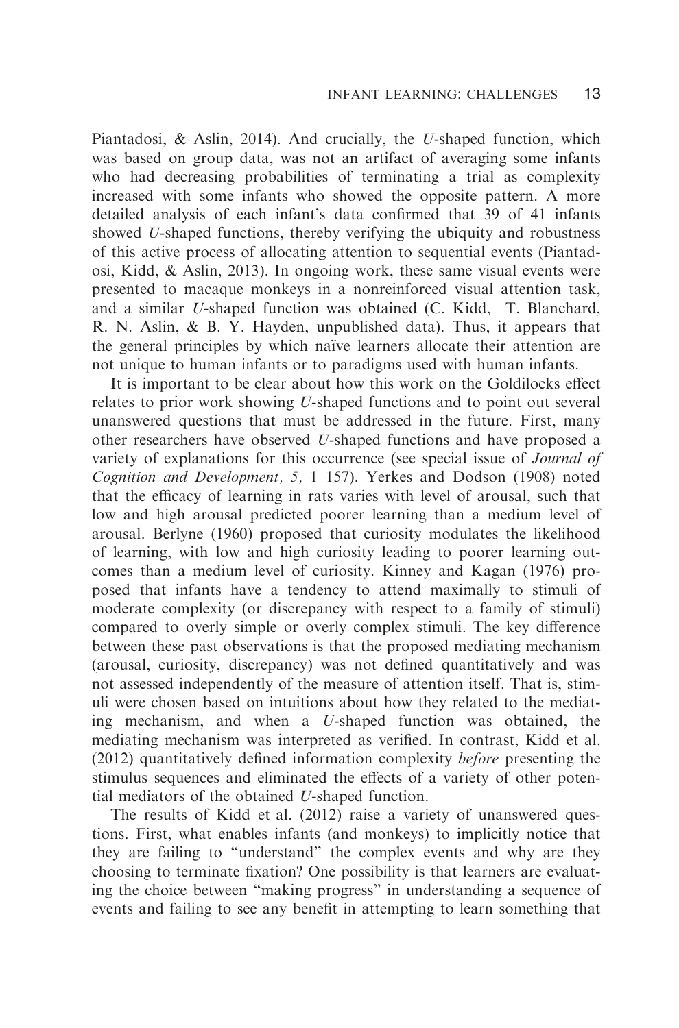Piantadosi, & Aslin, 2014). And crucially, the *U*-shaped function, which was based on group data, was not an artifact of averaging some infants who had decreasing probabilities of terminating a trial as complexity increased with some infants who showed the opposite pattern. A more detailed analysis of each infant's data confirmed that 39 of 41 infants showed *U*-shaped functions, thereby verifying the ubiquity and robustness of this active process of allocating attention to sequential events (Piantadosi, Kidd, & Aslin, 2013). In ongoing work, these same visual events were presented to macaque monkeys in a nonreinforced visual attention task, and a similar *U*-shaped function was obtained (C. Kidd, T. Blanchard, R. N. Aslin, & B. Y. Hayden, unpublished data). Thus, it appears that the general principles by which naïve learners allocate their attention are not unique to human infants or to paradigms used with human infants.

It is important to be clear about how this work on the Goldilocks effect relates to prior work showing *U*-shaped functions and to point out several unanswered questions that must be addressed in the future. First, many other researchers have observed *U*-shaped functions and have proposed a variety of explanations for this occurrence (see special issue of *Journal of Cognition and Development, 5,* 1–157). Yerkes and Dodson (1908) noted that the efficacy of learning in rats varies with level of arousal, such that low and high arousal predicted poorer learning than a medium level of arousal. Berlyne (1960) proposed that curiosity modulates the likelihood of learning, with low and high curiosity leading to poorer learning outcomes than a medium level of curiosity. Kinney and Kagan (1976) proposed that infants have a tendency to attend maximally to stimuli of moderate complexity (or discrepancy with respect to a family of stimuli) compared to overly simple or overly complex stimuli. The key difference between these past observations is that the proposed mediating mechanism (arousal, curiosity, discrepancy) was not defined quantitatively and was not assessed independently of the measure of attention itself. That is, stimuli were chosen based on intuitions about how they related to the mediating mechanism, and when a *U*-shaped function was obtained, the mediating mechanism was interpreted as verified. In contrast, Kidd et al. (2012) quantitatively defined information complexity *before* presenting the stimulus sequences and eliminated the effects of a variety of other potential mediators of the obtained *U*-shaped function.

The results of Kidd et al. (2012) raise a variety of unanswered questions. First, what enables infants (and monkeys) to implicitly notice that they are failing to "understand" the complex events and why are they choosing to terminate fixation? One possibility is that learners are evaluating the choice between "making progress" in understanding a sequence of events and failing to see any benefit in attempting to learn something that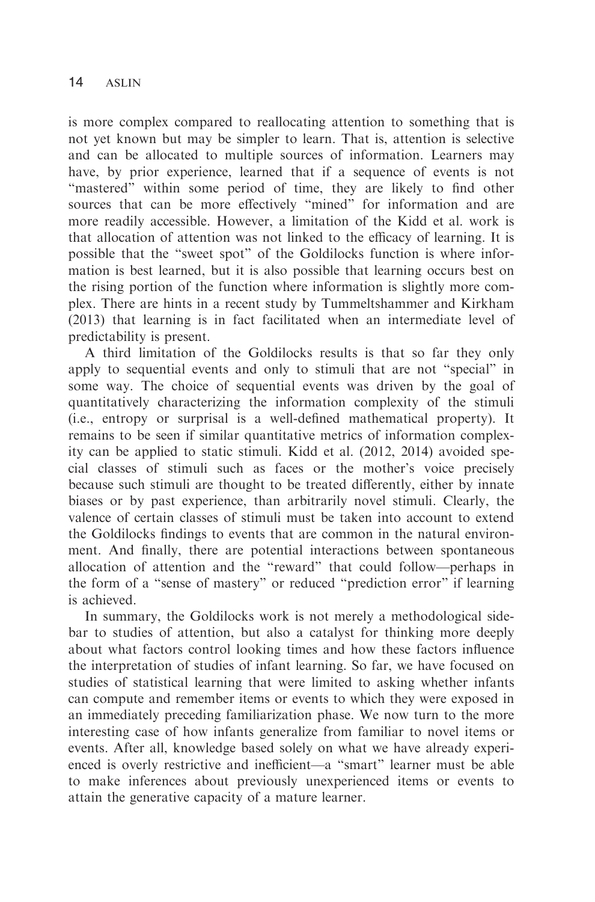is more complex compared to reallocating attention to something that is not yet known but may be simpler to learn. That is, attention is selective and can be allocated to multiple sources of information. Learners may have, by prior experience, learned that if a sequence of events is not "mastered" within some period of time, they are likely to find other sources that can be more effectively "mined" for information and are more readily accessible. However, a limitation of the Kidd et al. work is that allocation of attention was not linked to the efficacy of learning. It is possible that the "sweet spot" of the Goldilocks function is where information is best learned, but it is also possible that learning occurs best on the rising portion of the function where information is slightly more complex. There are hints in a recent study by Tummeltshammer and Kirkham (2013) that learning is in fact facilitated when an intermediate level of predictability is present.

A third limitation of the Goldilocks results is that so far they only apply to sequential events and only to stimuli that are not "special" in some way. The choice of sequential events was driven by the goal of quantitatively characterizing the information complexity of the stimuli (i.e., entropy or surprisal is a well-defined mathematical property). It remains to be seen if similar quantitative metrics of information complexity can be applied to static stimuli. Kidd et al. (2012, 2014) avoided special classes of stimuli such as faces or the mother's voice precisely because such stimuli are thought to be treated differently, either by innate biases or by past experience, than arbitrarily novel stimuli. Clearly, the valence of certain classes of stimuli must be taken into account to extend the Goldilocks findings to events that are common in the natural environment. And finally, there are potential interactions between spontaneous allocation of attention and the "reward" that could follow—perhaps in the form of a "sense of mastery" or reduced "prediction error" if learning is achieved.

In summary, the Goldilocks work is not merely a methodological sidebar to studies of attention, but also a catalyst for thinking more deeply about what factors control looking times and how these factors influence the interpretation of studies of infant learning. So far, we have focused on studies of statistical learning that were limited to asking whether infants can compute and remember items or events to which they were exposed in an immediately preceding familiarization phase. We now turn to the more interesting case of how infants generalize from familiar to novel items or events. After all, knowledge based solely on what we have already experienced is overly restrictive and inefficient—a "smart" learner must be able to make inferences about previously unexperienced items or events to attain the generative capacity of a mature learner.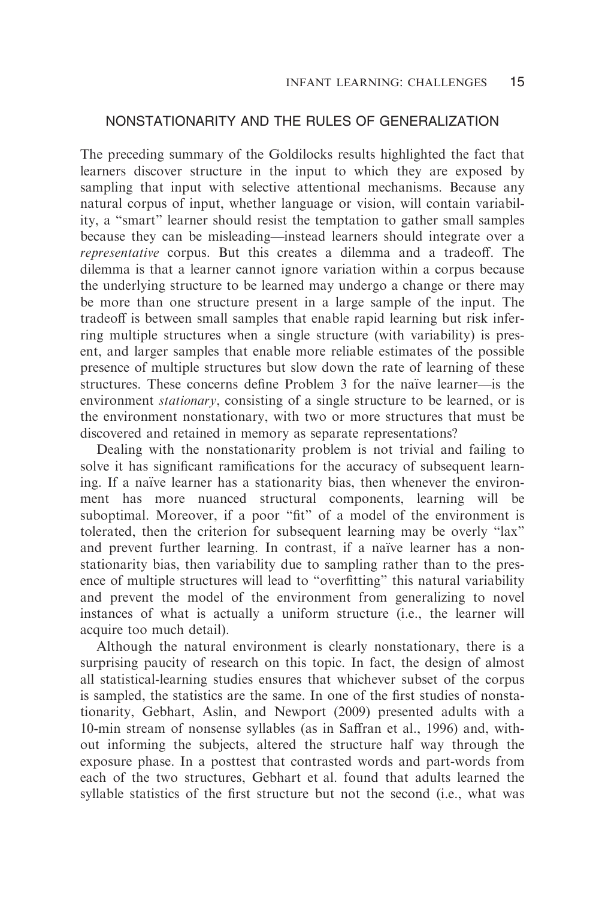## NONSTATIONARITY AND THE RULES OF GENERALIZATION

The preceding summary of the Goldilocks results highlighted the fact that learners discover structure in the input to which they are exposed by sampling that input with selective attentional mechanisms. Because any natural corpus of input, whether language or vision, will contain variability, a "smart" learner should resist the temptation to gather small samples because they can be misleading—instead learners should integrate over a *representative* corpus. But this creates a dilemma and a tradeoff. The dilemma is that a learner cannot ignore variation within a corpus because the underlying structure to be learned may undergo a change or there may be more than one structure present in a large sample of the input. The tradeoff is between small samples that enable rapid learning but risk inferring multiple structures when a single structure (with variability) is present, and larger samples that enable more reliable estimates of the possible presence of multiple structures but slow down the rate of learning of these structures. These concerns define Problem 3 for the naïve learner—is the environment *stationary*, consisting of a single structure to be learned, or is the environment nonstationary, with two or more structures that must be discovered and retained in memory as separate representations?

Dealing with the nonstationarity problem is not trivial and failing to solve it has significant ramifications for the accuracy of subsequent learning. If a naïve learner has a stationarity bias, then whenever the environment has more nuanced structural components, learning will be suboptimal. Moreover, if a poor "fit" of a model of the environment is tolerated, then the criterion for subsequent learning may be overly "lax" and prevent further learning. In contrast, if a naïve learner has a nonstationarity bias, then variability due to sampling rather than to the presence of multiple structures will lead to "overfitting" this natural variability and prevent the model of the environment from generalizing to novel instances of what is actually a uniform structure (i.e., the learner will acquire too much detail).

Although the natural environment is clearly nonstationary, there is a surprising paucity of research on this topic. In fact, the design of almost all statistical-learning studies ensures that whichever subset of the corpus is sampled, the statistics are the same. In one of the first studies of nonstationarity, Gebhart, Aslin, and Newport (2009) presented adults with a 10-min stream of nonsense syllables (as in Saffran et al., 1996) and, without informing the subjects, altered the structure half way through the exposure phase. In a posttest that contrasted words and part-words from each of the two structures, Gebhart et al. found that adults learned the syllable statistics of the first structure but not the second (i.e., what was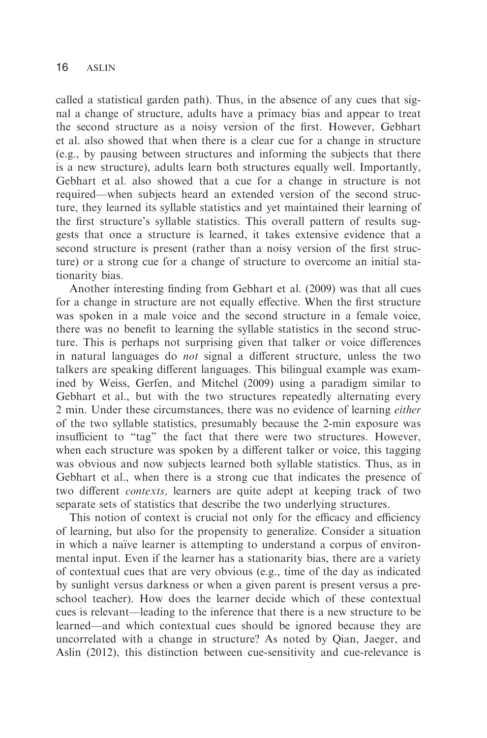called a statistical garden path). Thus, in the absence of any cues that signal a change of structure, adults have a primacy bias and appear to treat the second structure as a noisy version of the first. However, Gebhart et al. also showed that when there is a clear cue for a change in structure (e.g., by pausing between structures and informing the subjects that there is a new structure), adults learn both structures equally well. Importantly, Gebhart et al. also showed that a cue for a change in structure is not required—when subjects heard an extended version of the second structure, they learned its syllable statistics and yet maintained their learning of the first structure's syllable statistics. This overall pattern of results suggests that once a structure is learned, it takes extensive evidence that a second structure is present (rather than a noisy version of the first structure) or a strong cue for a change of structure to overcome an initial stationarity bias.

Another interesting finding from Gebhart et al. (2009) was that all cues for a change in structure are not equally effective. When the first structure was spoken in a male voice and the second structure in a female voice, there was no benefit to learning the syllable statistics in the second structure. This is perhaps not surprising given that talker or voice differences in natural languages do *not* signal a different structure, unless the two talkers are speaking different languages. This bilingual example was examined by Weiss, Gerfen, and Mitchel (2009) using a paradigm similar to Gebhart et al., but with the two structures repeatedly alternating every 2 min. Under these circumstances, there was no evidence of learning *either* of the two syllable statistics, presumably because the 2-min exposure was insufficient to "tag" the fact that there were two structures. However, when each structure was spoken by a different talker or voice, this tagging was obvious and now subjects learned both syllable statistics. Thus, as in Gebhart et al., when there is a strong cue that indicates the presence of two different *contexts,* learners are quite adept at keeping track of two separate sets of statistics that describe the two underlying structures.

This notion of context is crucial not only for the efficacy and efficiency of learning, but also for the propensity to generalize. Consider a situation in which a naïve learner is attempting to understand a corpus of environmental input. Even if the learner has a stationarity bias, there are a variety of contextual cues that are very obvious (e.g., time of the day as indicated by sunlight versus darkness or when a given parent is present versus a preschool teacher). How does the learner decide which of these contextual cues is relevant—leading to the inference that there is a new structure to be learned—and which contextual cues should be ignored because they are uncorrelated with a change in structure? As noted by Qian, Jaeger, and Aslin (2012), this distinction between cue-sensitivity and cue-relevance is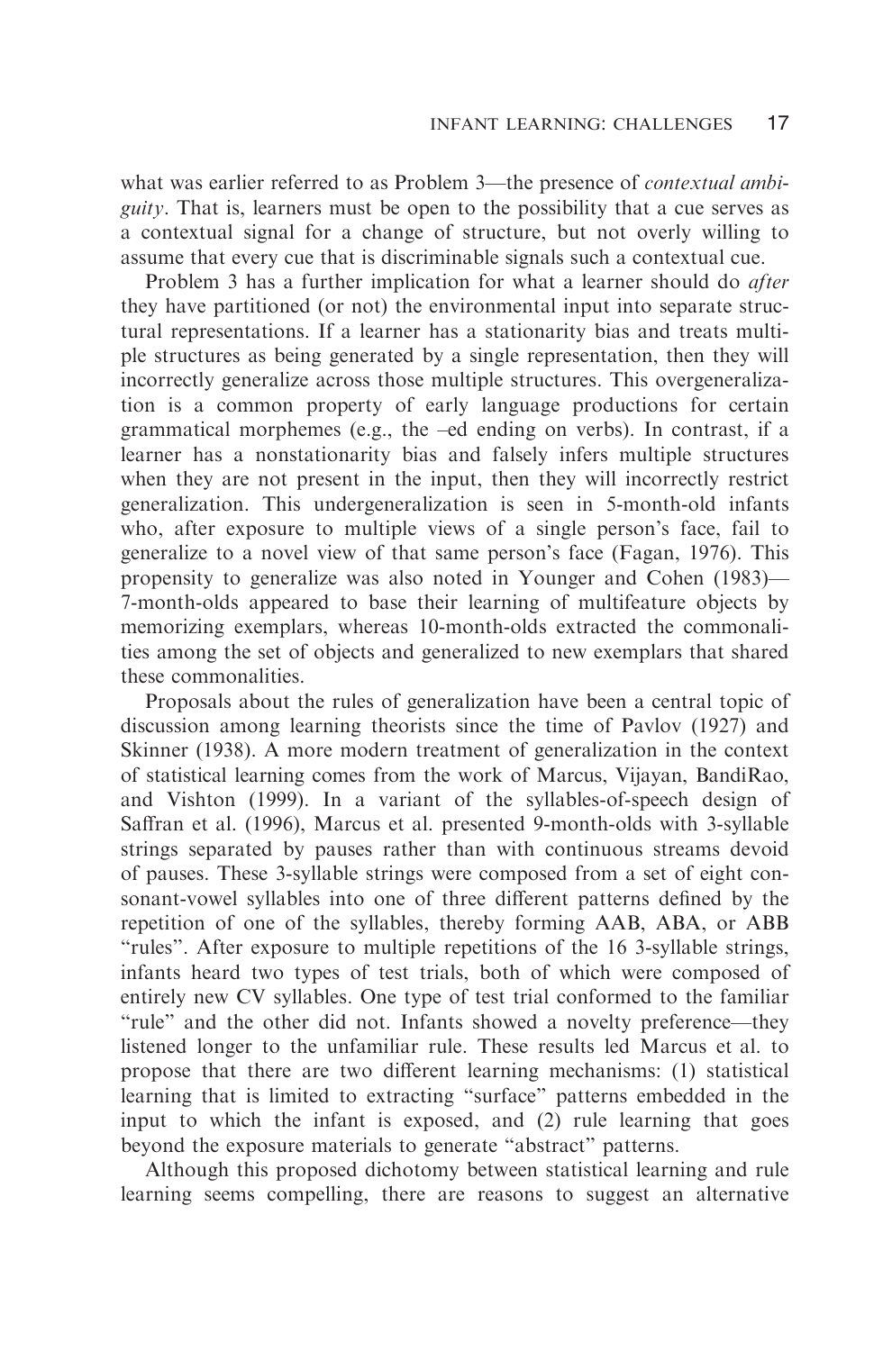what was earlier referred to as Problem 3—the presence of *contextual ambiguity*. That is, learners must be open to the possibility that a cue serves as a contextual signal for a change of structure, but not overly willing to assume that every cue that is discriminable signals such a contextual cue.

Problem 3 has a further implication for what a learner should do *after* they have partitioned (or not) the environmental input into separate structural representations. If a learner has a stationarity bias and treats multiple structures as being generated by a single representation, then they will incorrectly generalize across those multiple structures. This overgeneralization is a common property of early language productions for certain grammatical morphemes (e.g., the –ed ending on verbs). In contrast, if a learner has a nonstationarity bias and falsely infers multiple structures when they are not present in the input, then they will incorrectly restrict generalization. This undergeneralization is seen in 5-month-old infants who, after exposure to multiple views of a single person's face, fail to generalize to a novel view of that same person's face (Fagan, 1976). This propensity to generalize was also noted in Younger and Cohen (1983)—7-month-olds appeared to base their learning of multifeature objects by memorizing exemplars, whereas 10-month-olds extracted the commonalities among the set of objects and generalized to new exemplars that shared these commonalities.

Proposals about the rules of generalization have been a central topic of discussion among learning theorists since the time of Pavlov (1927) and Skinner (1938). A more modern treatment of generalization in the context of statistical learning comes from the work of Marcus, Vijayan, BandiRao, and Vishton (1999). In a variant of the syllables-of-speech design of Saffran et al. (1996), Marcus et al. presented 9-month-olds with 3-syllable strings separated by pauses rather than with continuous streams devoid of pauses. These 3-syllable strings were composed from a set of eight consonant-vowel syllables into one of three different patterns defined by the repetition of one of the syllables, thereby forming AAB, ABA, or ABB "rules". After exposure to multiple repetitions of the 16 3-syllable strings, infants heard two types of test trials, both of which were composed of entirely new CV syllables. One type of test trial conformed to the familiar "rule" and the other did not. Infants showed a novelty preference—they listened longer to the unfamiliar rule. These results led Marcus et al. to propose that there are two different learning mechanisms: (1) statistical learning that is limited to extracting "surface" patterns embedded in the input to which the infant is exposed, and (2) rule learning that goes beyond the exposure materials to generate "abstract" patterns.

Although this proposed dichotomy between statistical learning and rule learning seems compelling, there are reasons to suggest an alternative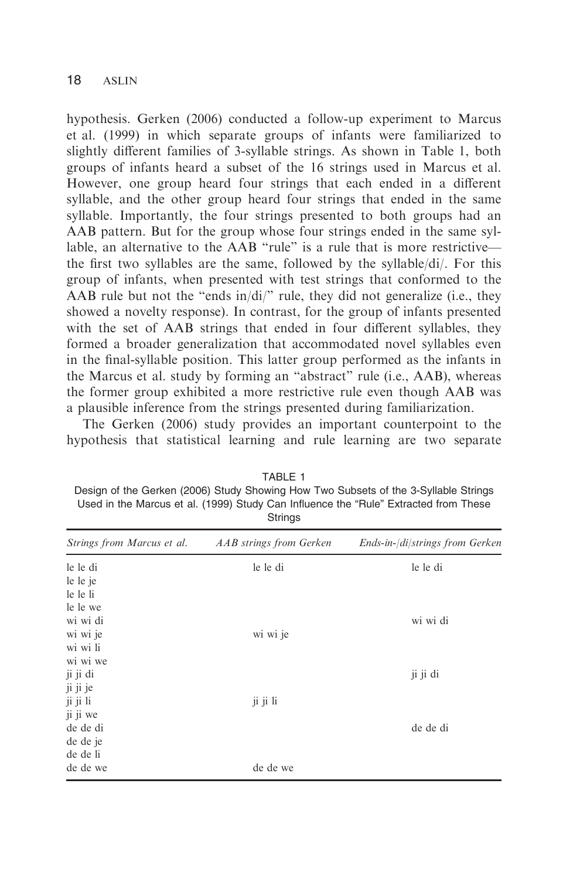hypothesis. Gerken (2006) conducted a follow-up experiment to Marcus et al. (1999) in which separate groups of infants were familiarized to slightly different families of 3-syllable strings. As shown in Table 1, both groups of infants heard a subset of the 16 strings used in Marcus et al. However, one group heard four strings that each ended in a different syllable, and the other group heard four strings that ended in the same syllable. Importantly, the four strings presented to both groups had an AAB pattern. But for the group whose four strings ended in the same syllable, an alternative to the AAB "rule" is a rule that is more restrictive—the first two syllables are the same, followed by the syllable/di/. For this group of infants, when presented with test strings that conformed to the AAB rule but not the "ends in/di/" rule, they did not generalize (i.e., they showed a novelty response). In contrast, for the group of infants presented with the set of AAB strings that ended in four different syllables, they formed a broader generalization that accommodated novel syllables even in the final-syllable position. This latter group performed as the infants in the Marcus et al. study by forming an "abstract" rule (i.e., AAB), whereas the former group exhibited a more restrictive rule even though AAB was a plausible inference from the strings presented during familiarization.

The Gerken (2006) study provides an important counterpoint to the hypothesis that statistical learning and rule learning are two separate

TABLE 1
Design of the Gerken (2006) Study Showing How Two Subsets of the 3-Syllable Strings Used in the Marcus et al. (1999) Study Can Influence the "Rule" Extracted from These Strings

| *Strings from Marcus et al.* | *AAB strings from Gerken* | *Ends-in-/di/strings from Gerken* |
|---|---|---|
| le le di | le le di | le le di |
| le le je | | |
| le le li | | |
| le le we | | |
| wi wi di | | wi wi di |
| wi wi je | wi wi je | |
| wi wi li | | |
| wi wi we | | |
| ji ji di | | ji ji di |
| ji ji je | | |
| ji ji li | ji ji li | |
| ji ji we | | |
| de de di | | de de di |
| de de je | | |
| de de li | | |
| de de we | de de we | |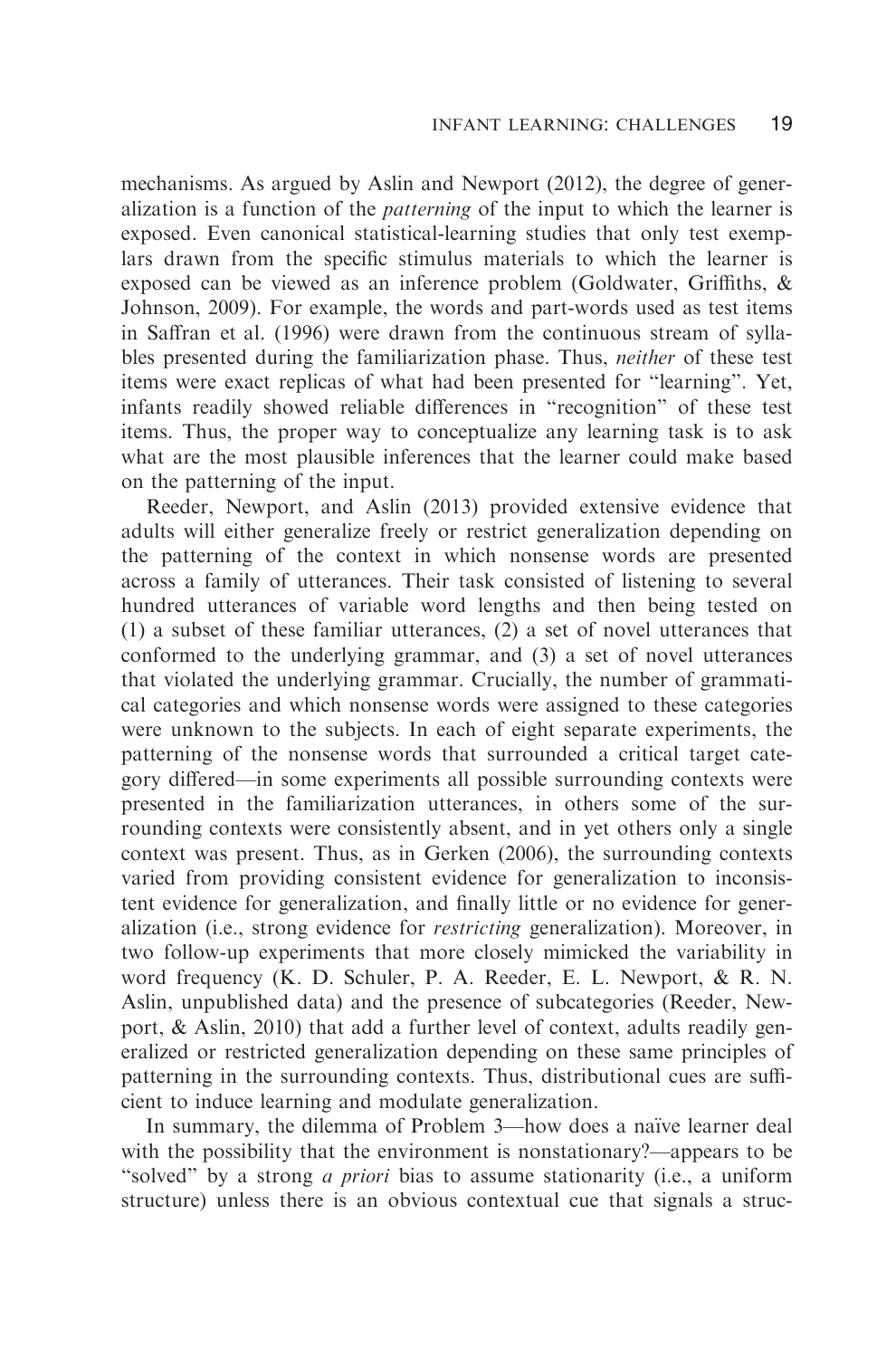mechanisms. As argued by Aslin and Newport (2012), the degree of generalization is a function of the *patterning* of the input to which the learner is exposed. Even canonical statistical-learning studies that only test exemplars drawn from the specific stimulus materials to which the learner is exposed can be viewed as an inference problem (Goldwater, Griffiths, & Johnson, 2009). For example, the words and part-words used as test items in Saffran et al. (1996) were drawn from the continuous stream of syllables presented during the familiarization phase. Thus, *neither* of these test items were exact replicas of what had been presented for "learning". Yet, infants readily showed reliable differences in "recognition" of these test items. Thus, the proper way to conceptualize any learning task is to ask what are the most plausible inferences that the learner could make based on the patterning of the input.

Reeder, Newport, and Aslin (2013) provided extensive evidence that adults will either generalize freely or restrict generalization depending on the patterning of the context in which nonsense words are presented across a family of utterances. Their task consisted of listening to several hundred utterances of variable word lengths and then being tested on (1) a subset of these familiar utterances, (2) a set of novel utterances that conformed to the underlying grammar, and (3) a set of novel utterances that violated the underlying grammar. Crucially, the number of grammatical categories and which nonsense words were assigned to these categories were unknown to the subjects. In each of eight separate experiments, the patterning of the nonsense words that surrounded a critical target category differed—in some experiments all possible surrounding contexts were presented in the familiarization utterances, in others some of the surrounding contexts were consistently absent, and in yet others only a single context was present. Thus, as in Gerken (2006), the surrounding contexts varied from providing consistent evidence for generalization to inconsistent evidence for generalization, and finally little or no evidence for generalization (i.e., strong evidence for *restricting* generalization). Moreover, in two follow-up experiments that more closely mimicked the variability in word frequency (K. D. Schuler, P. A. Reeder, E. L. Newport, & R. N. Aslin, unpublished data) and the presence of subcategories (Reeder, Newport, & Aslin, 2010) that add a further level of context, adults readily generalized or restricted generalization depending on these same principles of patterning in the surrounding contexts. Thus, distributional cues are sufficient to induce learning and modulate generalization.

In summary, the dilemma of Problem 3—how does a naïve learner deal with the possibility that the environment is nonstationary?—appears to be "solved" by a strong *a priori* bias to assume stationarity (i.e., a uniform structure) unless there is an obvious contextual cue that signals a struc-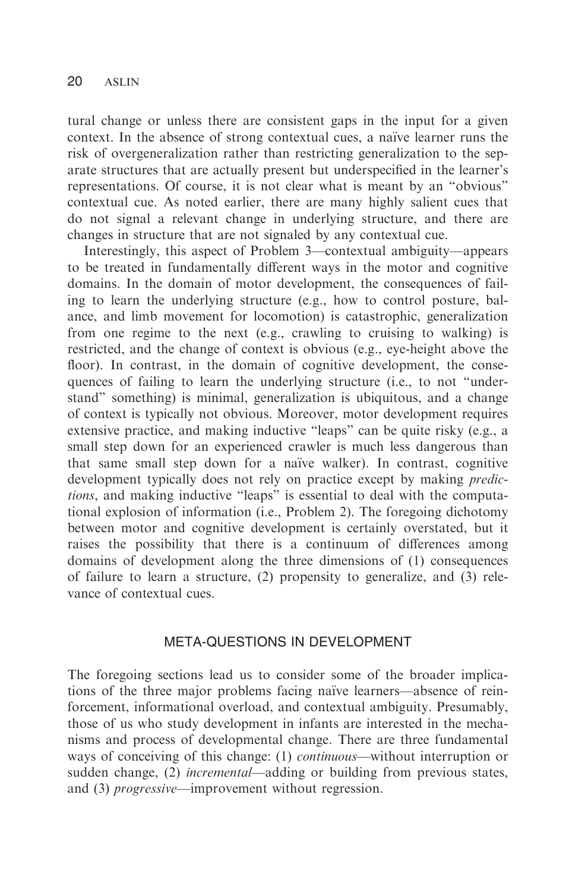tural change or unless there are consistent gaps in the input for a given context. In the absence of strong contextual cues, a naïve learner runs the risk of overgeneralization rather than restricting generalization to the separate structures that are actually present but underspecified in the learner's representations. Of course, it is not clear what is meant by an "obvious" contextual cue. As noted earlier, there are many highly salient cues that do not signal a relevant change in underlying structure, and there are changes in structure that are not signaled by any contextual cue.

Interestingly, this aspect of Problem 3—contextual ambiguity—appears to be treated in fundamentally different ways in the motor and cognitive domains. In the domain of motor development, the consequences of failing to learn the underlying structure (e.g., how to control posture, balance, and limb movement for locomotion) is catastrophic, generalization from one regime to the next (e.g., crawling to cruising to walking) is restricted, and the change of context is obvious (e.g., eye-height above the floor). In contrast, in the domain of cognitive development, the consequences of failing to learn the underlying structure (i.e., to not "understand" something) is minimal, generalization is ubiquitous, and a change of context is typically not obvious. Moreover, motor development requires extensive practice, and making inductive "leaps" can be quite risky (e.g., a small step down for an experienced crawler is much less dangerous than that same small step down for a naïve walker). In contrast, cognitive development typically does not rely on practice except by making *predictions*, and making inductive "leaps" is essential to deal with the computational explosion of information (i.e., Problem 2). The foregoing dichotomy between motor and cognitive development is certainly overstated, but it raises the possibility that there is a continuum of differences among domains of development along the three dimensions of (1) consequences of failure to learn a structure, (2) propensity to generalize, and (3) relevance of contextual cues.

## META-QUESTIONS IN DEVELOPMENT

The foregoing sections lead us to consider some of the broader implications of the three major problems facing naïve learners—absence of reinforcement, informational overload, and contextual ambiguity. Presumably, those of us who study development in infants are interested in the mechanisms and process of developmental change. There are three fundamental ways of conceiving of this change: (1) *continuous*—without interruption or sudden change, (2) *incremental*—adding or building from previous states, and (3) *progressive*—improvement without regression.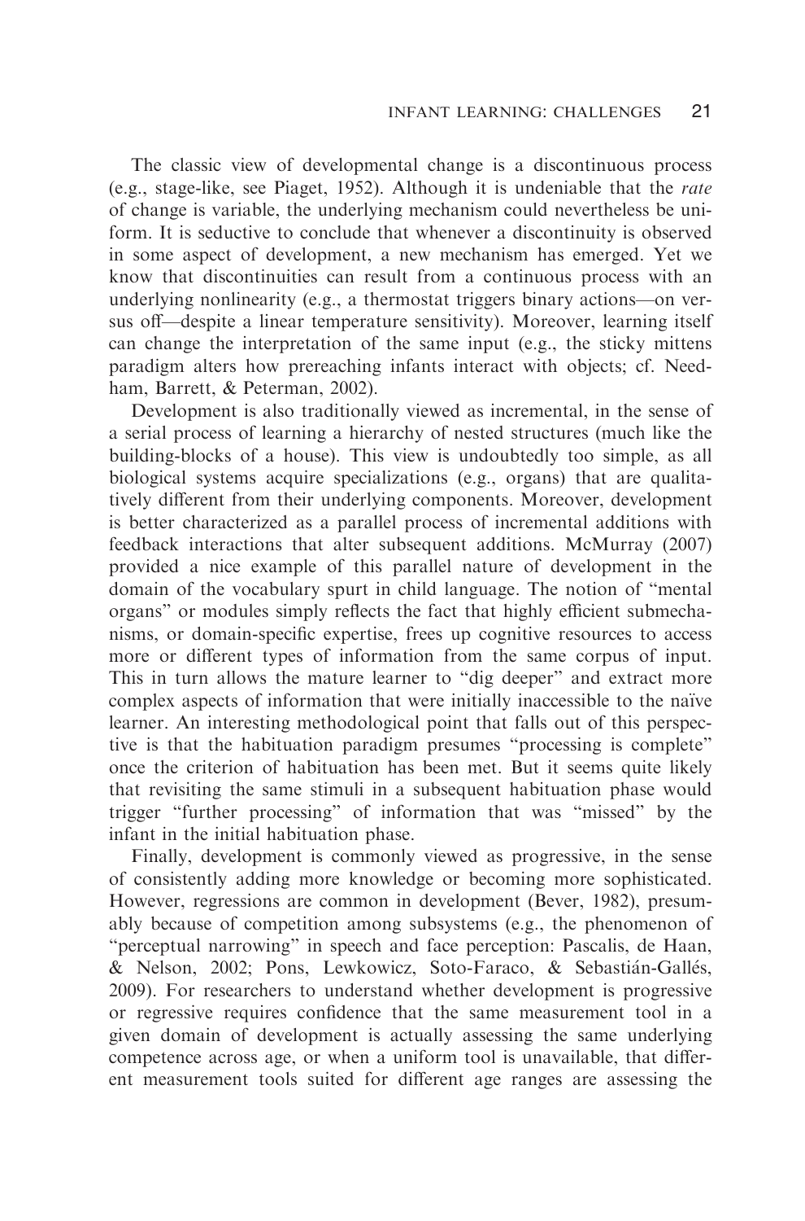The classic view of developmental change is a discontinuous process (e.g., stage-like, see Piaget, 1952). Although it is undeniable that the *rate* of change is variable, the underlying mechanism could nevertheless be uniform. It is seductive to conclude that whenever a discontinuity is observed in some aspect of development, a new mechanism has emerged. Yet we know that discontinuities can result from a continuous process with an underlying nonlinearity (e.g., a thermostat triggers binary actions—on versus off—despite a linear temperature sensitivity). Moreover, learning itself can change the interpretation of the same input (e.g., the sticky mittens paradigm alters how prereaching infants interact with objects; cf. Needham, Barrett, & Peterman, 2002).

Development is also traditionally viewed as incremental, in the sense of a serial process of learning a hierarchy of nested structures (much like the building-blocks of a house). This view is undoubtedly too simple, as all biological systems acquire specializations (e.g., organs) that are qualitatively different from their underlying components. Moreover, development is better characterized as a parallel process of incremental additions with feedback interactions that alter subsequent additions. McMurray (2007) provided a nice example of this parallel nature of development in the domain of the vocabulary spurt in child language. The notion of "mental organs" or modules simply reflects the fact that highly efficient submechanisms, or domain-specific expertise, frees up cognitive resources to access more or different types of information from the same corpus of input. This in turn allows the mature learner to "dig deeper" and extract more complex aspects of information that were initially inaccessible to the naïve learner. An interesting methodological point that falls out of this perspective is that the habituation paradigm presumes "processing is complete" once the criterion of habituation has been met. But it seems quite likely that revisiting the same stimuli in a subsequent habituation phase would trigger "further processing" of information that was "missed" by the infant in the initial habituation phase.

Finally, development is commonly viewed as progressive, in the sense of consistently adding more knowledge or becoming more sophisticated. However, regressions are common in development (Bever, 1982), presumably because of competition among subsystems (e.g., the phenomenon of "perceptual narrowing" in speech and face perception: Pascalis, de Haan, & Nelson, 2002; Pons, Lewkowicz, Soto-Faraco, & Sebastián-Gallés, 2009). For researchers to understand whether development is progressive or regressive requires confidence that the same measurement tool in a given domain of development is actually assessing the same underlying competence across age, or when a uniform tool is unavailable, that different measurement tools suited for different age ranges are assessing the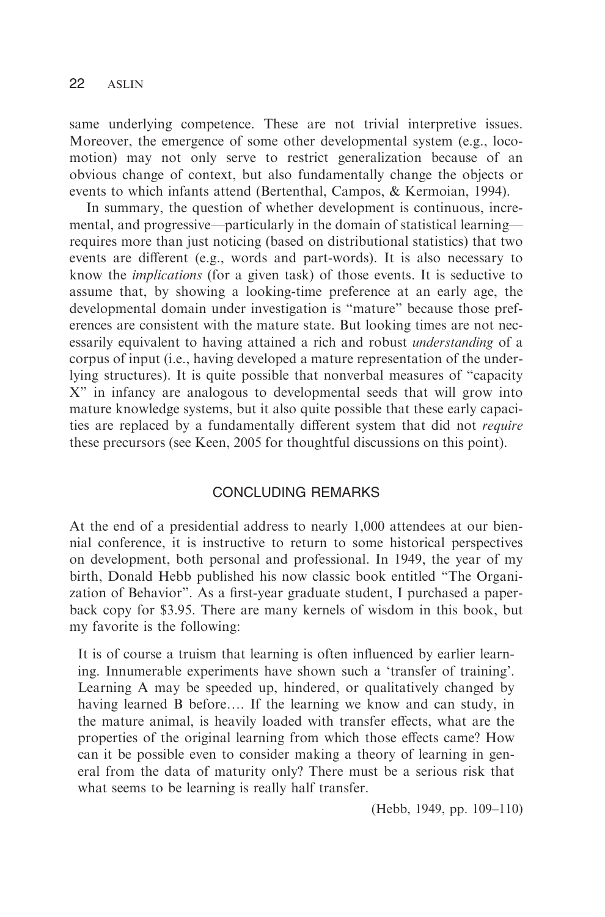same underlying competence. These are not trivial interpretive issues. Moreover, the emergence of some other developmental system (e.g., locomotion) may not only serve to restrict generalization because of an obvious change of context, but also fundamentally change the objects or events to which infants attend (Bertenthal, Campos, & Kermoian, 1994).

In summary, the question of whether development is continuous, incremental, and progressive—particularly in the domain of statistical learning—requires more than just noticing (based on distributional statistics) that two events are different (e.g., words and part-words). It is also necessary to know the *implications* (for a given task) of those events. It is seductive to assume that, by showing a looking-time preference at an early age, the developmental domain under investigation is "mature" because those preferences are consistent with the mature state. But looking times are not necessarily equivalent to having attained a rich and robust *understanding* of a corpus of input (i.e., having developed a mature representation of the underlying structures). It is quite possible that nonverbal measures of "capacity X" in infancy are analogous to developmental seeds that will grow into mature knowledge systems, but it also quite possible that these early capacities are replaced by a fundamentally different system that did not *require* these precursors (see Keen, 2005 for thoughtful discussions on this point).

## CONCLUDING REMARKS

At the end of a presidential address to nearly 1,000 attendees at our biennial conference, it is instructive to return to some historical perspectives on development, both personal and professional. In 1949, the year of my birth, Donald Hebb published his now classic book entitled "The Organization of Behavior". As a first-year graduate student, I purchased a paperback copy for $3.95. There are many kernels of wisdom in this book, but my favorite is the following:

> It is of course a truism that learning is often influenced by earlier learning. Innumerable experiments have shown such a 'transfer of training'. Learning A may be speeded up, hindered, or qualitatively changed by having learned B before…. If the learning we know and can study, in the mature animal, is heavily loaded with transfer effects, what are the properties of the original learning from which those effects came? How can it be possible even to consider making a theory of learning in general from the data of maturity only? There must be a serious risk that what seems to be learning is really half transfer.
>
> (Hebb, 1949, pp. 109–110)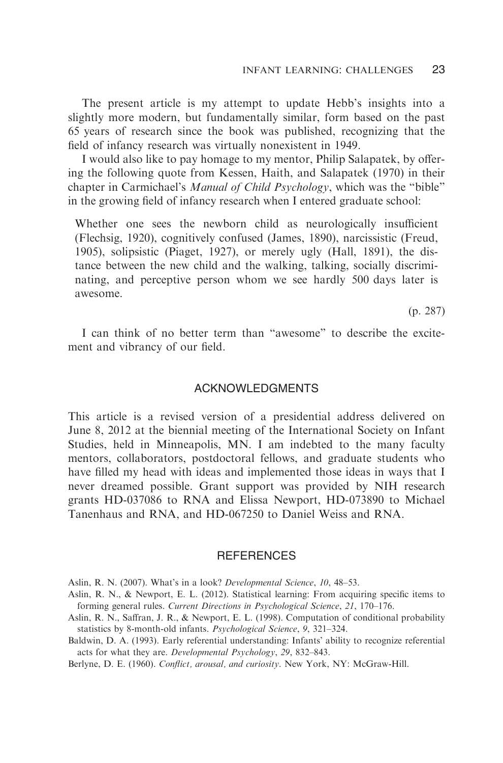The present article is my attempt to update Hebb's insights into a slightly more modern, but fundamentally similar, form based on the past 65 years of research since the book was published, recognizing that the field of infancy research was virtually nonexistent in 1949.

I would also like to pay homage to my mentor, Philip Salapatek, by offering the following quote from Kessen, Haith, and Salapatek (1970) in their chapter in Carmichael's *Manual of Child Psychology*, which was the "bible" in the growing field of infancy research when I entered graduate school:

> Whether one sees the newborn child as neurologically insufficient (Flechsig, 1920), cognitively confused (James, 1890), narcissistic (Freud, 1905), solipsistic (Piaget, 1927), or merely ugly (Hall, 1891), the distance between the new child and the walking, talking, socially discriminating, and perceptive person whom we see hardly 500 days later is awesome.
>
> (p. 287)

I can think of no better term than "awesome" to describe the excitement and vibrancy of our field.

## ACKNOWLEDGMENTS

This article is a revised version of a presidential address delivered on June 8, 2012 at the biennial meeting of the International Society on Infant Studies, held in Minneapolis, MN. I am indebted to the many faculty mentors, collaborators, postdoctoral fellows, and graduate students who have filled my head with ideas and implemented those ideas in ways that I never dreamed possible. Grant support was provided by NIH research grants HD-037086 to RNA and Elissa Newport, HD-073890 to Michael Tanenhaus and RNA, and HD-067250 to Daniel Weiss and RNA.

## REFERENCES

Aslin, R. N. (2007). What's in a look? *Developmental Science*, *10*, 48–53.

Aslin, R. N., & Newport, E. L. (2012). Statistical learning: From acquiring specific items to forming general rules. *Current Directions in Psychological Science*, *21*, 170–176.

Aslin, R. N., Saffran, J. R., & Newport, E. L. (1998). Computation of conditional probability statistics by 8-month-old infants. *Psychological Science*, *9*, 321–324.

Baldwin, D. A. (1993). Early referential understanding: Infants' ability to recognize referential acts for what they are. *Developmental Psychology*, *29*, 832–843.

Berlyne, D. E. (1960). *Conflict, arousal, and curiosity*. New York, NY: McGraw-Hill.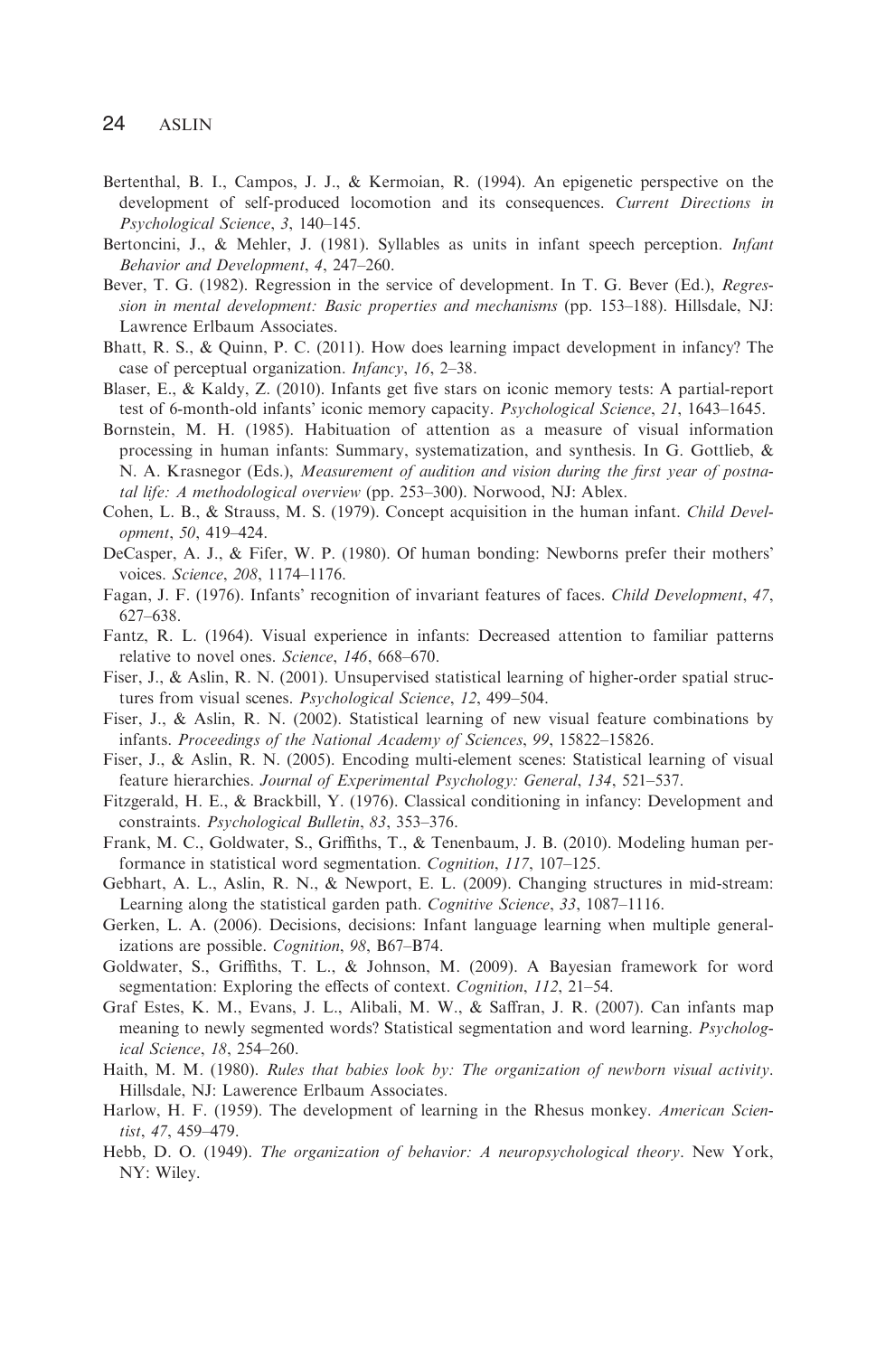Bertenthal, B. I., Campos, J. J., & Kermoian, R. (1994). An epigenetic perspective on the development of self-produced locomotion and its consequences. *Current Directions in Psychological Science*, *3*, 140–145.

Bertoncini, J., & Mehler, J. (1981). Syllables as units in infant speech perception. *Infant Behavior and Development*, *4*, 247–260.

Bever, T. G. (1982). Regression in the service of development. In T. G. Bever (Ed.), *Regression in mental development: Basic properties and mechanisms* (pp. 153–188). Hillsdale, NJ: Lawrence Erlbaum Associates.

Bhatt, R. S., & Quinn, P. C. (2011). How does learning impact development in infancy? The case of perceptual organization. *Infancy*, *16*, 2–38.

Blaser, E., & Kaldy, Z. (2010). Infants get five stars on iconic memory tests: A partial-report test of 6-month-old infants' iconic memory capacity. *Psychological Science*, *21*, 1643–1645.

Bornstein, M. H. (1985). Habituation of attention as a measure of visual information processing in human infants: Summary, systematization, and synthesis. In G. Gottlieb, & N. A. Krasnegor (Eds.), *Measurement of audition and vision during the first year of postnatal life: A methodological overview* (pp. 253–300). Norwood, NJ: Ablex.

Cohen, L. B., & Strauss, M. S. (1979). Concept acquisition in the human infant. *Child Development*, *50*, 419–424.

DeCasper, A. J., & Fifer, W. P. (1980). Of human bonding: Newborns prefer their mothers' voices. *Science*, *208*, 1174–1176.

Fagan, J. F. (1976). Infants' recognition of invariant features of faces. *Child Development*, *47*, 627–638.

Fantz, R. L. (1964). Visual experience in infants: Decreased attention to familiar patterns relative to novel ones. *Science*, *146*, 668–670.

Fiser, J., & Aslin, R. N. (2001). Unsupervised statistical learning of higher-order spatial structures from visual scenes. *Psychological Science*, *12*, 499–504.

Fiser, J., & Aslin, R. N. (2002). Statistical learning of new visual feature combinations by infants. *Proceedings of the National Academy of Sciences*, *99*, 15822–15826.

Fiser, J., & Aslin, R. N. (2005). Encoding multi-element scenes: Statistical learning of visual feature hierarchies. *Journal of Experimental Psychology: General*, *134*, 521–537.

Fitzgerald, H. E., & Brackbill, Y. (1976). Classical conditioning in infancy: Development and constraints. *Psychological Bulletin*, *83*, 353–376.

Frank, M. C., Goldwater, S., Griffiths, T., & Tenenbaum, J. B. (2010). Modeling human performance in statistical word segmentation. *Cognition*, *117*, 107–125.

Gebhart, A. L., Aslin, R. N., & Newport, E. L. (2009). Changing structures in mid-stream: Learning along the statistical garden path. *Cognitive Science*, *33*, 1087–1116.

Gerken, L. A. (2006). Decisions, decisions: Infant language learning when multiple generalizations are possible. *Cognition*, *98*, B67–B74.

Goldwater, S., Griffiths, T. L., & Johnson, M. (2009). A Bayesian framework for word segmentation: Exploring the effects of context. *Cognition*, *112*, 21–54.

Graf Estes, K. M., Evans, J. L., Alibali, M. W., & Saffran, J. R. (2007). Can infants map meaning to newly segmented words? Statistical segmentation and word learning. *Psychological Science*, *18*, 254–260.

Haith, M. M. (1980). *Rules that babies look by: The organization of newborn visual activity*. Hillsdale, NJ: Lawerence Erlbaum Associates.

Harlow, H. F. (1959). The development of learning in the Rhesus monkey. *American Scientist*, *47*, 459–479.

Hebb, D. O. (1949). *The organization of behavior: A neuropsychological theory*. New York, NY: Wiley.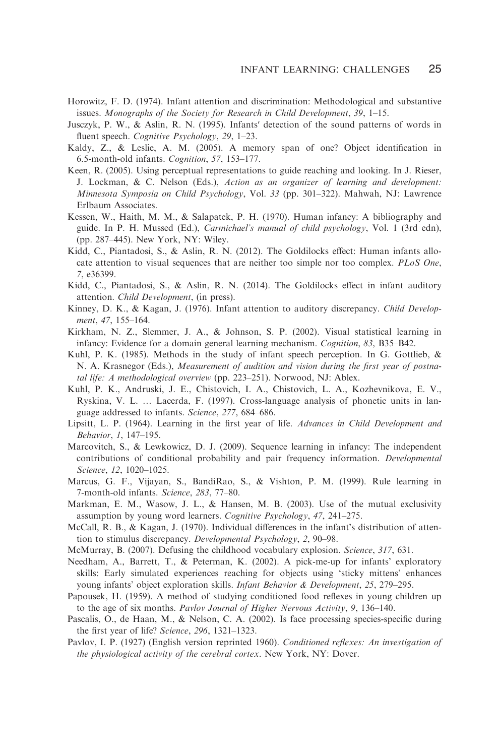Horowitz, F. D. (1974). Infant attention and discrimination: Methodological and substantive issues. *Monographs of the Society for Research in Child Development*, *39*, 1–15.

Jusczyk, P. W., & Aslin, R. N. (1995). Infants′ detection of the sound patterns of words in fluent speech. *Cognitive Psychology*, *29*, 1–23.

Kaldy, Z., & Leslie, A. M. (2005). A memory span of one? Object identification in 6.5-month-old infants. *Cognition*, *57*, 153–177.

Keen, R. (2005). Using perceptual representations to guide reaching and looking. In J. Rieser, J. Lockman, & C. Nelson (Eds.), *Action as an organizer of learning and development: Minnesota Symposia on Child Psychology*, Vol. *33* (pp. 301–322). Mahwah, NJ: Lawrence Erlbaum Associates.

Kessen, W., Haith, M. M., & Salapatek, P. H. (1970). Human infancy: A bibliography and guide. In P. H. Mussed (Ed.), *Carmichael's manual of child psychology*, Vol. 1 (3rd edn), (pp. 287–445). New York, NY: Wiley.

Kidd, C., Piantadosi, S., & Aslin, R. N. (2012). The Goldilocks effect: Human infants allocate attention to visual sequences that are neither too simple nor too complex. *PLoS One*, *7*, e36399.

Kidd, C., Piantadosi, S., & Aslin, R. N. (2014). The Goldilocks effect in infant auditory attention. *Child Development*, (in press).

Kinney, D. K., & Kagan, J. (1976). Infant attention to auditory discrepancy. *Child Development*, *47*, 155–164.

Kirkham, N. Z., Slemmer, J. A., & Johnson, S. P. (2002). Visual statistical learning in infancy: Evidence for a domain general learning mechanism. *Cognition*, *83*, B35–B42.

Kuhl, P. K. (1985). Methods in the study of infant speech perception. In G. Gottlieb, & N. A. Krasnegor (Eds.), *Measurement of audition and vision during the first year of postnatal life: A methodological overview* (pp. 223–251). Norwood, NJ: Ablex.

Kuhl, P. K., Andruski, J. E., Chistovich, I. A., Chistovich, L. A., Kozhevnikova, E. V., Ryskina, V. L. … Lacerda, F. (1997). Cross-language analysis of phonetic units in language addressed to infants. *Science*, *277*, 684–686.

Lipsitt, L. P. (1964). Learning in the first year of life. *Advances in Child Development and Behavior*, *1*, 147–195.

Marcovitch, S., & Lewkowicz, D. J. (2009). Sequence learning in infancy: The independent contributions of conditional probability and pair frequency information. *Developmental Science*, *12*, 1020–1025.

Marcus, G. F., Vijayan, S., BandiRao, S., & Vishton, P. M. (1999). Rule learning in 7-month-old infants. *Science*, *283*, 77–80.

Markman, E. M., Wasow, J. L., & Hansen, M. B. (2003). Use of the mutual exclusivity assumption by young word learners. *Cognitive Psychology*, *47*, 241–275.

McCall, R. B., & Kagan, J. (1970). Individual differences in the infant's distribution of attention to stimulus discrepancy. *Developmental Psychology*, *2*, 90–98.

McMurray, B. (2007). Defusing the childhood vocabulary explosion. *Science*, *317*, 631.

Needham, A., Barrett, T., & Peterman, K. (2002). A pick-me-up for infants' exploratory skills: Early simulated experiences reaching for objects using 'sticky mittens' enhances young infants' object exploration skills. *Infant Behavior & Development*, *25*, 279–295.

Papousek, H. (1959). A method of studying conditioned food reflexes in young children up to the age of six months. *Pavlov Journal of Higher Nervous Activity*, *9*, 136–140.

Pascalis, O., de Haan, M., & Nelson, C. A. (2002). Is face processing species-specific during the first year of life? *Science*, *296*, 1321–1323.

Pavlov, I. P. (1927) (English version reprinted 1960). *Conditioned reflexes: An investigation of the physiological activity of the cerebral cortex*. New York, NY: Dover.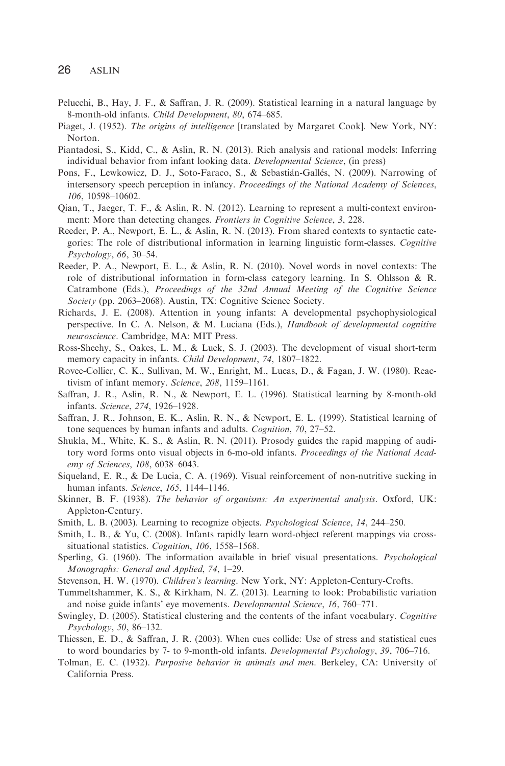Pelucchi, B., Hay, J. F., & Saffran, J. R. (2009). Statistical learning in a natural language by 8-month-old infants. *Child Development*, *80*, 674–685.

Piaget, J. (1952). *The origins of intelligence* [translated by Margaret Cook]. New York, NY: Norton.

Piantadosi, S., Kidd, C., & Aslin, R. N. (2013). Rich analysis and rational models: Inferring individual behavior from infant looking data. *Developmental Science*, (in press)

Pons, F., Lewkowicz, D. J., Soto-Faraco, S., & Sebastián-Gallés, N. (2009). Narrowing of intersensory speech perception in infancy. *Proceedings of the National Academy of Sciences*, *106*, 10598–10602.

Qian, T., Jaeger, T. F., & Aslin, R. N. (2012). Learning to represent a multi-context environment: More than detecting changes. *Frontiers in Cognitive Science*, *3*, 228.

Reeder, P. A., Newport, E. L., & Aslin, R. N. (2013). From shared contexts to syntactic categories: The role of distributional information in learning linguistic form-classes. *Cognitive Psychology*, *66*, 30–54.

Reeder, P. A., Newport, E. L., & Aslin, R. N. (2010). Novel words in novel contexts: The role of distributional information in form-class category learning. In S. Ohlsson & R. Catrambone (Eds.), *Proceedings of the 32nd Annual Meeting of the Cognitive Science Society* (pp. 2063–2068). Austin, TX: Cognitive Science Society.

Richards, J. E. (2008). Attention in young infants: A developmental psychophysiological perspective. In C. A. Nelson, & M. Luciana (Eds.), *Handbook of developmental cognitive neuroscience*. Cambridge, MA: MIT Press.

Ross-Sheehy, S., Oakes, L. M., & Luck, S. J. (2003). The development of visual short-term memory capacity in infants. *Child Development*, *74*, 1807–1822.

Rovee-Collier, C. K., Sullivan, M. W., Enright, M., Lucas, D., & Fagan, J. W. (1980). Reactivism of infant memory. *Science*, *208*, 1159–1161.

Saffran, J. R., Aslin, R. N., & Newport, E. L. (1996). Statistical learning by 8-month-old infants. *Science*, *274*, 1926–1928.

Saffran, J. R., Johnson, E. K., Aslin, R. N., & Newport, E. L. (1999). Statistical learning of tone sequences by human infants and adults. *Cognition*, *70*, 27–52.

Shukla, M., White, K. S., & Aslin, R. N. (2011). Prosody guides the rapid mapping of auditory word forms onto visual objects in 6-mo-old infants. *Proceedings of the National Academy of Sciences*, *108*, 6038–6043.

Siqueland, E. R., & De Lucia, C. A. (1969). Visual reinforcement of non-nutritive sucking in human infants. *Science*, *165*, 1144–1146.

Skinner, B. F. (1938). *The behavior of organisms: An experimental analysis*. Oxford, UK: Appleton-Century.

Smith, L. B. (2003). Learning to recognize objects. *Psychological Science*, *14*, 244–250.

Smith, L. B., & Yu, C. (2008). Infants rapidly learn word-object referent mappings via cross-situational statistics. *Cognition*, *106*, 1558–1568.

Sperling, G. (1960). The information available in brief visual presentations. *Psychological Monographs: General and Applied*, *74*, 1–29.

Stevenson, H. W. (1970). *Children's learning*. New York, NY: Appleton-Century-Crofts.

Tummeltshammer, K. S., & Kirkham, N. Z. (2013). Learning to look: Probabilistic variation and noise guide infants' eye movements. *Developmental Science*, *16*, 760–771.

Swingley, D. (2005). Statistical clustering and the contents of the infant vocabulary. *Cognitive Psychology*, *50*, 86–132.

Thiessen, E. D., & Saffran, J. R. (2003). When cues collide: Use of stress and statistical cues to word boundaries by 7- to 9-month-old infants. *Developmental Psychology*, *39*, 706–716.

Tolman, E. C. (1932). *Purposive behavior in animals and men*. Berkeley, CA: University of California Press.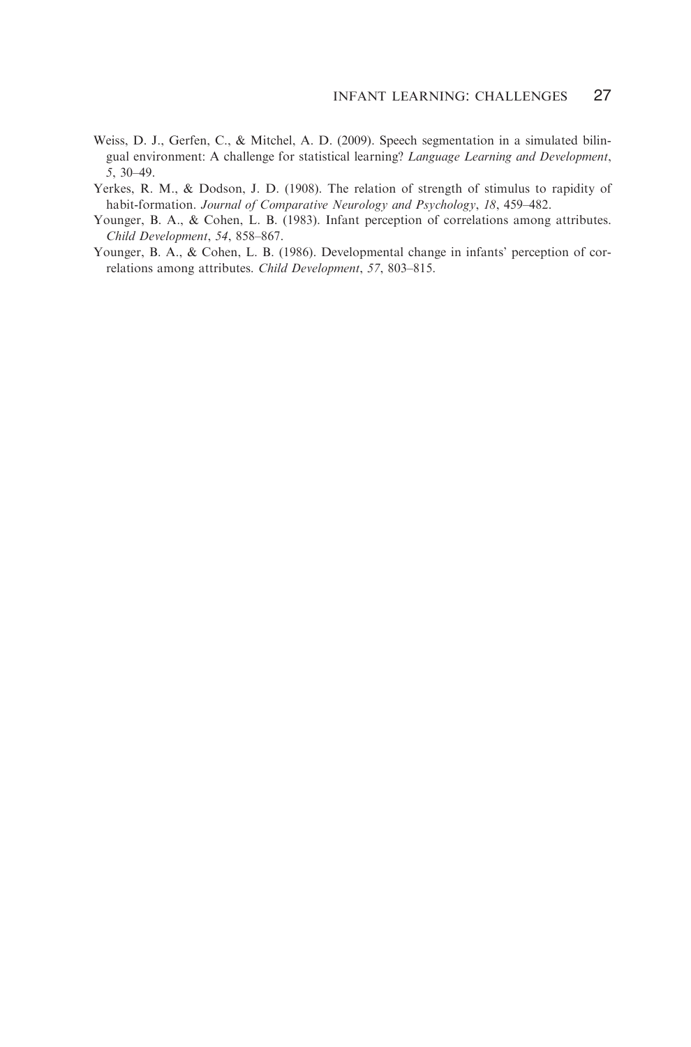Weiss, D. J., Gerfen, C., & Mitchel, A. D. (2009). Speech segmentation in a simulated bilingual environment: A challenge for statistical learning? *Language Learning and Development*, *5*, 30–49.

Yerkes, R. M., & Dodson, J. D. (1908). The relation of strength of stimulus to rapidity of habit-formation. *Journal of Comparative Neurology and Psychology*, *18*, 459–482.

Younger, B. A., & Cohen, L. B. (1983). Infant perception of correlations among attributes. *Child Development*, *54*, 858–867.

Younger, B. A., & Cohen, L. B. (1986). Developmental change in infants' perception of correlations among attributes. *Child Development*, *57*, 803–815.